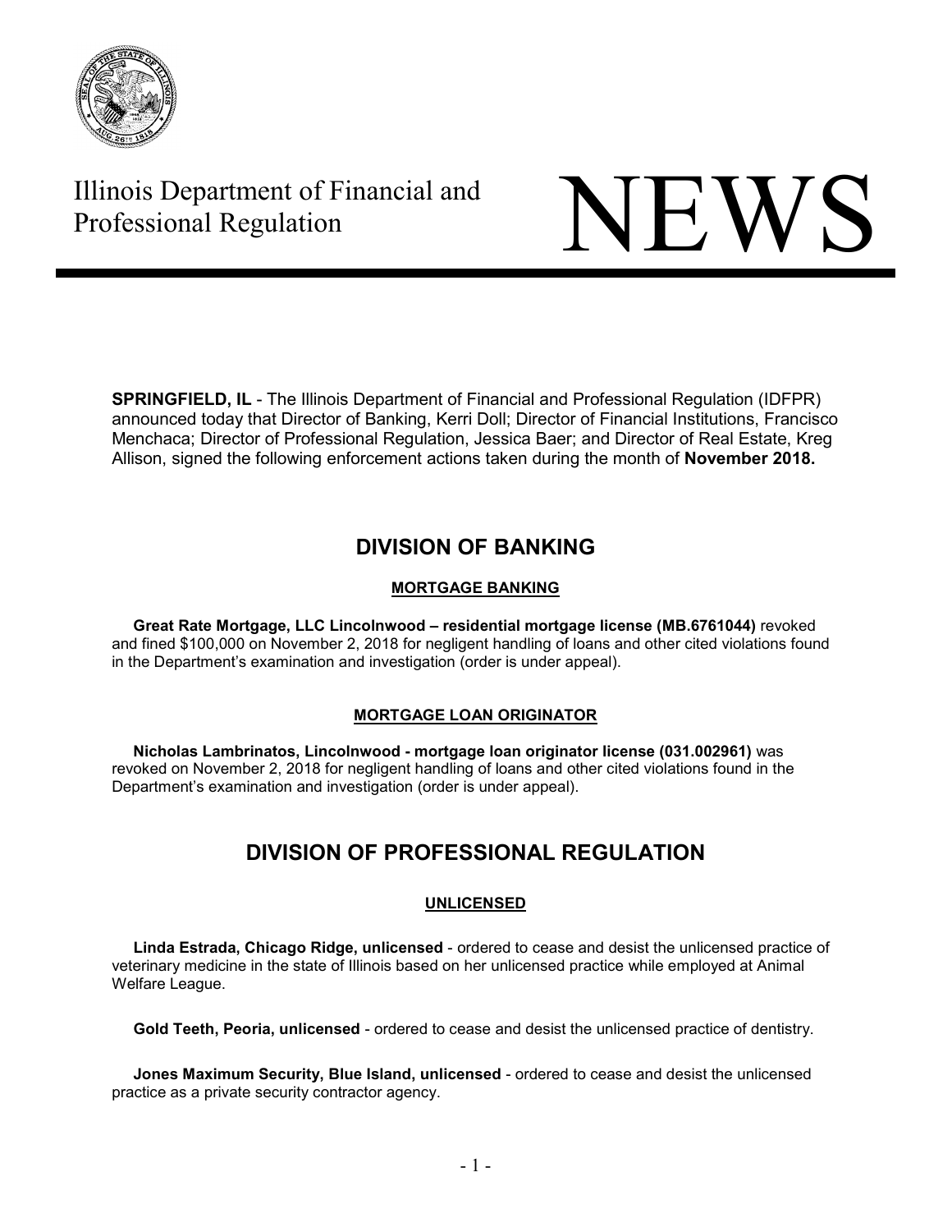Illinois Department of Financial and Professional Regulation

# NEWS

**SPRINGFIELD, IL** - The Illinois Department of Financial and Professional Regulation (IDFPR) announced today that Director of Banking, Kerri Doll; Director of Financial Institutions, Francisco Menchaca; Director of Professional Regulation, Jessica Baer; and Director of Real Estate, Kreg Allison, signed the following enforcement actions taken during the month of **November 2018.**

## DIVISION OF BANKING

### MORTGAGE BANKING

**Great Rate Mortgage, LLC Lincolnwood – residential mortgage license (MB.6761044)** revoked and fined $100,000 on November 2, 2018 for negligent handling of loans and other cited violations found in the Department's examination and investigation (order is under appeal).

### MORTGAGE LOAN ORIGINATOR

**Nicholas Lambrinatos, Lincolnwood - mortgage loan originator license (031.002961)** was revoked on November 2, 2018 for negligent handling of loans and other cited violations found in the Department's examination and investigation (order is under appeal).

## DIVISION OF PROFESSIONAL REGULATION

### UNLICENSED

**Linda Estrada, Chicago Ridge, unlicensed** - ordered to cease and desist the unlicensed practice of veterinary medicine in the state of Illinois based on her unlicensed practice while employed at Animal Welfare League.

**Gold Teeth, Peoria, unlicensed** - ordered to cease and desist the unlicensed practice of dentistry.

**Jones Maximum Security, Blue Island, unlicensed** - ordered to cease and desist the unlicensed practice as a private security contractor agency.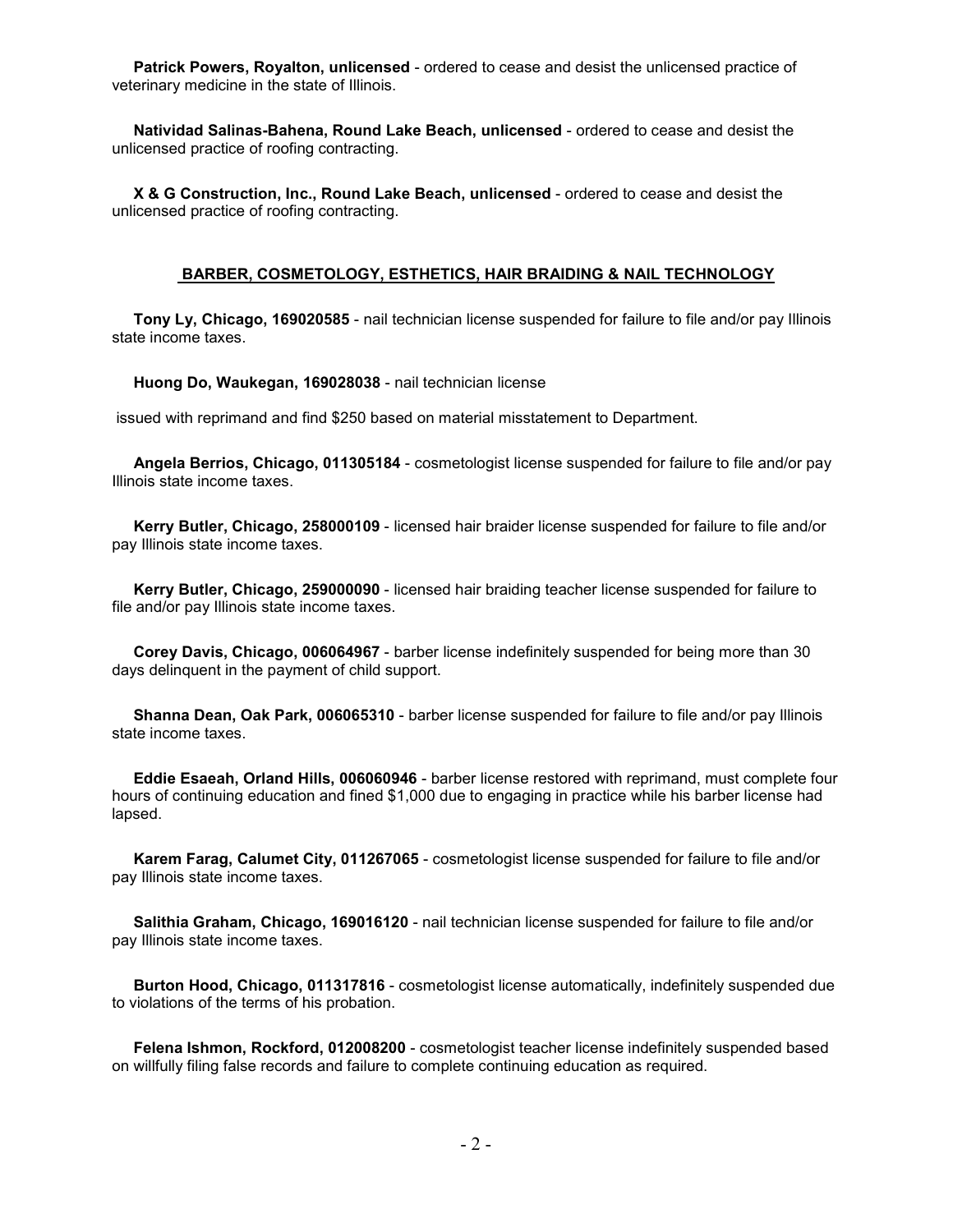**Patrick Powers, Royalton, unlicensed** - ordered to cease and desist the unlicensed practice of veterinary medicine in the state of Illinois.

**Natividad Salinas-Bahena, Round Lake Beach, unlicensed** - ordered to cease and desist the unlicensed practice of roofing contracting.

**X & G Construction, Inc., Round Lake Beach, unlicensed** - ordered to cease and desist the unlicensed practice of roofing contracting.

## BARBER, COSMETOLOGY, ESTHETICS, HAIR BRAIDING & NAIL TECHNOLOGY

**Tony Ly, Chicago, 169020585** - nail technician license suspended for failure to file and/or pay Illinois state income taxes.

**Huong Do, Waukegan, 169028038** - nail technician license

issued with reprimand and find $250 based on material misstatement to Department.

**Angela Berrios, Chicago, 011305184** - cosmetologist license suspended for failure to file and/or pay Illinois state income taxes.

**Kerry Butler, Chicago, 258000109** - licensed hair braider license suspended for failure to file and/or pay Illinois state income taxes.

**Kerry Butler, Chicago, 259000090** - licensed hair braiding teacher license suspended for failure to file and/or pay Illinois state income taxes.

**Corey Davis, Chicago, 006064967** - barber license indefinitely suspended for being more than 30 days delinquent in the payment of child support.

**Shanna Dean, Oak Park, 006065310** - barber license suspended for failure to file and/or pay Illinois state income taxes.

**Eddie Esaeah, Orland Hills, 006060946** - barber license restored with reprimand, must complete four hours of continuing education and fined $1,000 due to engaging in practice while his barber license had lapsed.

**Karem Farag, Calumet City, 011267065** - cosmetologist license suspended for failure to file and/or pay Illinois state income taxes.

**Salithia Graham, Chicago, 169016120** - nail technician license suspended for failure to file and/or pay Illinois state income taxes.

**Burton Hood, Chicago, 011317816** - cosmetologist license automatically, indefinitely suspended due to violations of the terms of his probation.

**Felena Ishmon, Rockford, 012008200** - cosmetologist teacher license indefinitely suspended based on willfully filing false records and failure to complete continuing education as required.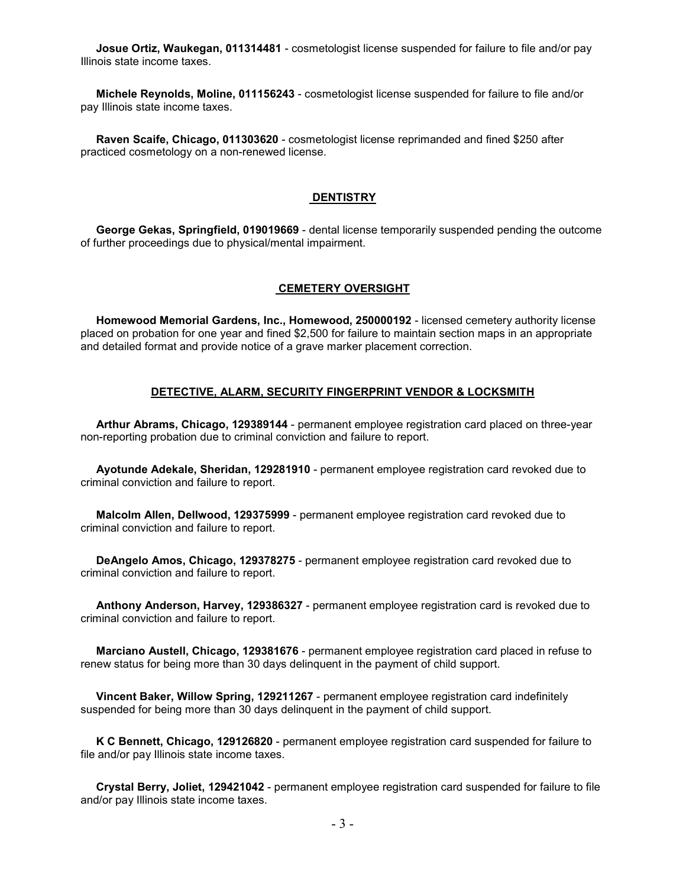**Josue Ortiz, Waukegan, 011314481** - cosmetologist license suspended for failure to file and/or pay Illinois state income taxes.

**Michele Reynolds, Moline, 011156243** - cosmetologist license suspended for failure to file and/or pay Illinois state income taxes.

**Raven Scaife, Chicago, 011303620** - cosmetologist license reprimanded and fined $250 after practiced cosmetology on a non-renewed license.

## DENTISTRY

**George Gekas, Springfield, 019019669** - dental license temporarily suspended pending the outcome of further proceedings due to physical/mental impairment.

## CEMETERY OVERSIGHT

**Homewood Memorial Gardens, Inc., Homewood, 250000192** - licensed cemetery authority license placed on probation for one year and fined $2,500 for failure to maintain section maps in an appropriate and detailed format and provide notice of a grave marker placement correction.

## DETECTIVE, ALARM, SECURITY FINGERPRINT VENDOR & LOCKSMITH

**Arthur Abrams, Chicago, 129389144** - permanent employee registration card placed on three-year non-reporting probation due to criminal conviction and failure to report.

**Ayotunde Adekale, Sheridan, 129281910** - permanent employee registration card revoked due to criminal conviction and failure to report.

**Malcolm Allen, Dellwood, 129375999** - permanent employee registration card revoked due to criminal conviction and failure to report.

**DeAngelo Amos, Chicago, 129378275** - permanent employee registration card revoked due to criminal conviction and failure to report.

**Anthony Anderson, Harvey, 129386327** - permanent employee registration card is revoked due to criminal conviction and failure to report.

**Marciano Austell, Chicago, 129381676** - permanent employee registration card placed in refuse to renew status for being more than 30 days delinquent in the payment of child support.

**Vincent Baker, Willow Spring, 129211267** - permanent employee registration card indefinitely suspended for being more than 30 days delinquent in the payment of child support.

**K C Bennett, Chicago, 129126820** - permanent employee registration card suspended for failure to file and/or pay Illinois state income taxes.

**Crystal Berry, Joliet, 129421042** - permanent employee registration card suspended for failure to file and/or pay Illinois state income taxes.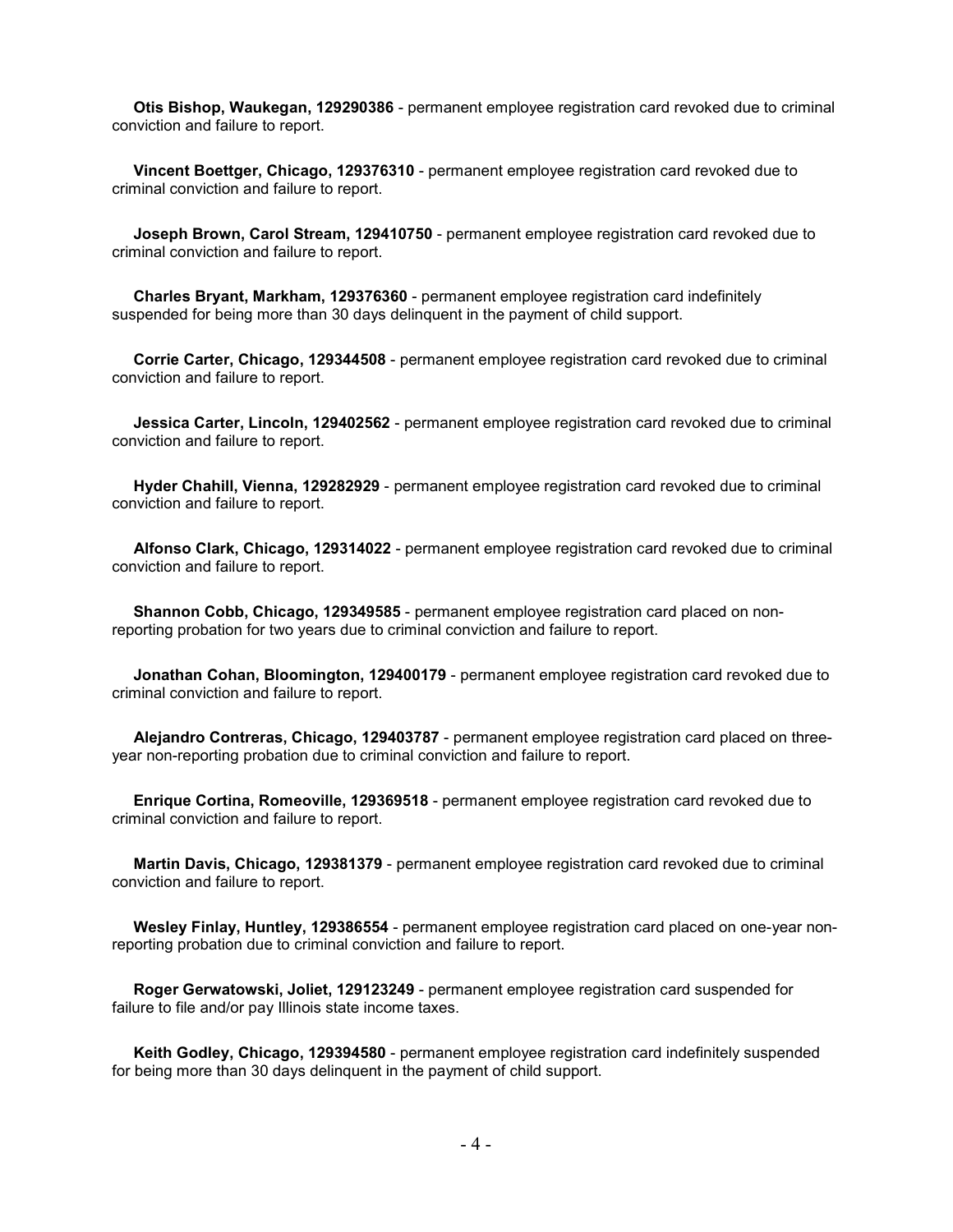**Otis Bishop, Waukegan, 129290386** - permanent employee registration card revoked due to criminal conviction and failure to report.

**Vincent Boettger, Chicago, 129376310** - permanent employee registration card revoked due to criminal conviction and failure to report.

**Joseph Brown, Carol Stream, 129410750** - permanent employee registration card revoked due to criminal conviction and failure to report.

**Charles Bryant, Markham, 129376360** - permanent employee registration card indefinitely suspended for being more than 30 days delinquent in the payment of child support.

**Corrie Carter, Chicago, 129344508** - permanent employee registration card revoked due to criminal conviction and failure to report.

**Jessica Carter, Lincoln, 129402562** - permanent employee registration card revoked due to criminal conviction and failure to report.

**Hyder Chahill, Vienna, 129282929** - permanent employee registration card revoked due to criminal conviction and failure to report.

**Alfonso Clark, Chicago, 129314022** - permanent employee registration card revoked due to criminal conviction and failure to report.

**Shannon Cobb, Chicago, 129349585** - permanent employee registration card placed on non-reporting probation for two years due to criminal conviction and failure to report.

**Jonathan Cohan, Bloomington, 129400179** - permanent employee registration card revoked due to criminal conviction and failure to report.

**Alejandro Contreras, Chicago, 129403787** - permanent employee registration card placed on three-year non-reporting probation due to criminal conviction and failure to report.

**Enrique Cortina, Romeoville, 129369518** - permanent employee registration card revoked due to criminal conviction and failure to report.

**Martin Davis, Chicago, 129381379** - permanent employee registration card revoked due to criminal conviction and failure to report.

**Wesley Finlay, Huntley, 129386554** - permanent employee registration card placed on one-year non-reporting probation due to criminal conviction and failure to report.

**Roger Gerwatowski, Joliet, 129123249** - permanent employee registration card suspended for failure to file and/or pay Illinois state income taxes.

**Keith Godley, Chicago, 129394580** - permanent employee registration card indefinitely suspended for being more than 30 days delinquent in the payment of child support.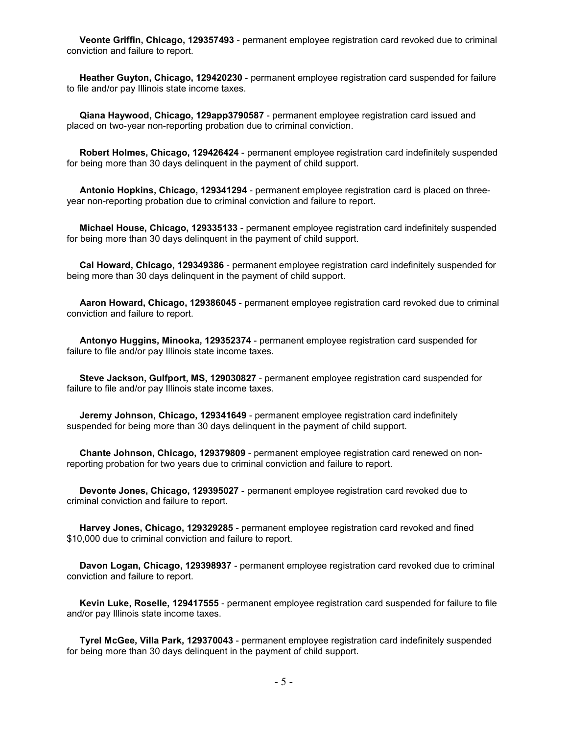**Veonte Griffin, Chicago, 129357493** - permanent employee registration card revoked due to criminal conviction and failure to report.

**Heather Guyton, Chicago, 129420230** - permanent employee registration card suspended for failure to file and/or pay Illinois state income taxes.

**Qiana Haywood, Chicago, 129app3790587** - permanent employee registration card issued and placed on two-year non-reporting probation due to criminal conviction.

**Robert Holmes, Chicago, 129426424** - permanent employee registration card indefinitely suspended for being more than 30 days delinquent in the payment of child support.

**Antonio Hopkins, Chicago, 129341294** - permanent employee registration card is placed on three-year non-reporting probation due to criminal conviction and failure to report.

**Michael House, Chicago, 129335133** - permanent employee registration card indefinitely suspended for being more than 30 days delinquent in the payment of child support.

**Cal Howard, Chicago, 129349386** - permanent employee registration card indefinitely suspended for being more than 30 days delinquent in the payment of child support.

**Aaron Howard, Chicago, 129386045** - permanent employee registration card revoked due to criminal conviction and failure to report.

**Antonyo Huggins, Minooka, 129352374** - permanent employee registration card suspended for failure to file and/or pay Illinois state income taxes.

**Steve Jackson, Gulfport, MS, 129030827** - permanent employee registration card suspended for failure to file and/or pay Illinois state income taxes.

**Jeremy Johnson, Chicago, 129341649** - permanent employee registration card indefinitely suspended for being more than 30 days delinquent in the payment of child support.

**Chante Johnson, Chicago, 129379809** - permanent employee registration card renewed on non-reporting probation for two years due to criminal conviction and failure to report.

**Devonte Jones, Chicago, 129395027** - permanent employee registration card revoked due to criminal conviction and failure to report.

**Harvey Jones, Chicago, 129329285** - permanent employee registration card revoked and fined $10,000 due to criminal conviction and failure to report.

**Davon Logan, Chicago, 129398937** - permanent employee registration card revoked due to criminal conviction and failure to report.

**Kevin Luke, Roselle, 129417555** - permanent employee registration card suspended for failure to file and/or pay Illinois state income taxes.

**Tyrel McGee, Villa Park, 129370043** - permanent employee registration card indefinitely suspended for being more than 30 days delinquent in the payment of child support.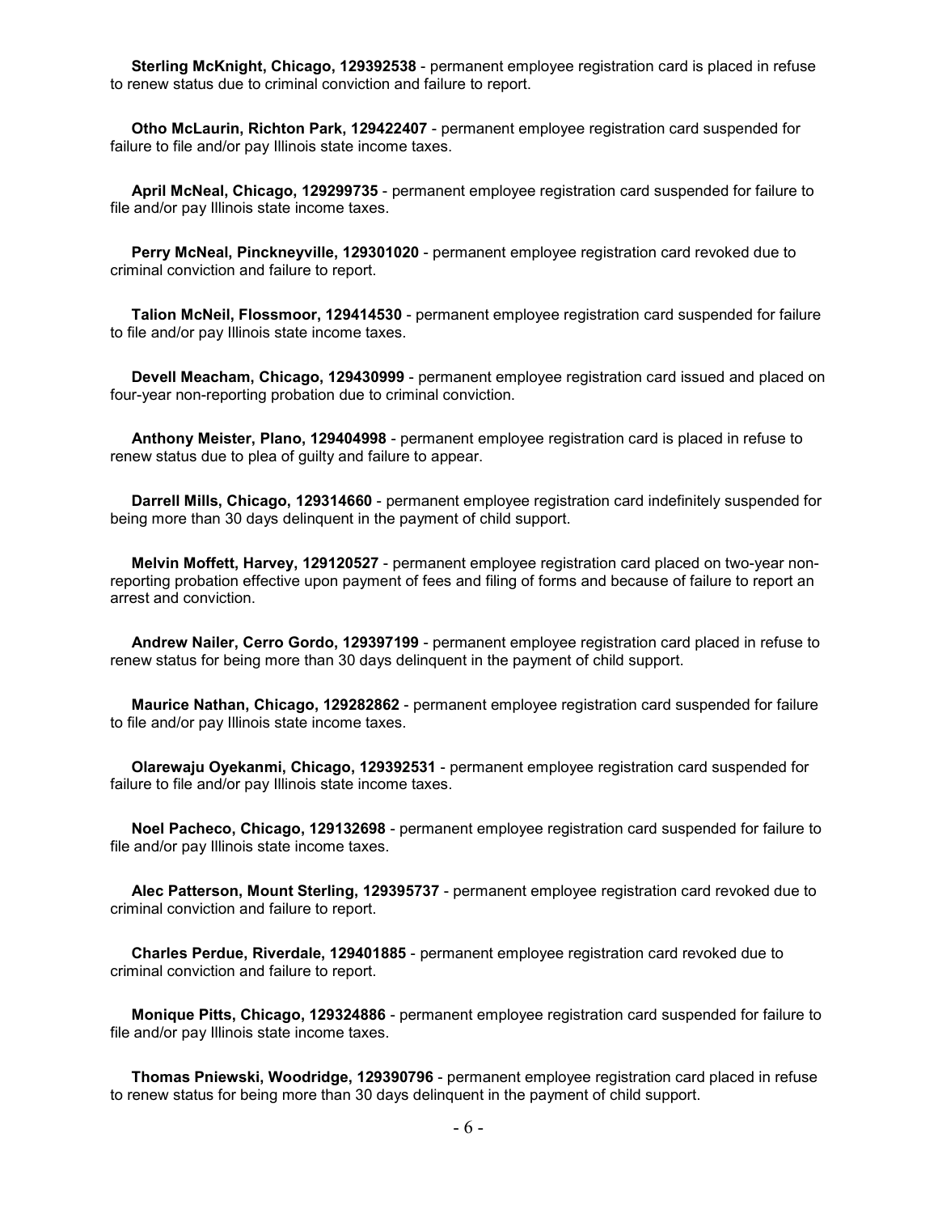**Sterling McKnight, Chicago, 129392538** - permanent employee registration card is placed in refuse to renew status due to criminal conviction and failure to report.

**Otho McLaurin, Richton Park, 129422407** - permanent employee registration card suspended for failure to file and/or pay Illinois state income taxes.

**April McNeal, Chicago, 129299735** - permanent employee registration card suspended for failure to file and/or pay Illinois state income taxes.

**Perry McNeal, Pinckneyville, 129301020** - permanent employee registration card revoked due to criminal conviction and failure to report.

**Talion McNeil, Flossmoor, 129414530** - permanent employee registration card suspended for failure to file and/or pay Illinois state income taxes.

**Devell Meacham, Chicago, 129430999** - permanent employee registration card issued and placed on four-year non-reporting probation due to criminal conviction.

**Anthony Meister, Plano, 129404998** - permanent employee registration card is placed in refuse to renew status due to plea of guilty and failure to appear.

**Darrell Mills, Chicago, 129314660** - permanent employee registration card indefinitely suspended for being more than 30 days delinquent in the payment of child support.

**Melvin Moffett, Harvey, 129120527** - permanent employee registration card placed on two-year non-reporting probation effective upon payment of fees and filing of forms and because of failure to report an arrest and conviction.

**Andrew Nailer, Cerro Gordo, 129397199** - permanent employee registration card placed in refuse to renew status for being more than 30 days delinquent in the payment of child support.

**Maurice Nathan, Chicago, 129282862** - permanent employee registration card suspended for failure to file and/or pay Illinois state income taxes.

**Olarewaju Oyekanmi, Chicago, 129392531** - permanent employee registration card suspended for failure to file and/or pay Illinois state income taxes.

**Noel Pacheco, Chicago, 129132698** - permanent employee registration card suspended for failure to file and/or pay Illinois state income taxes.

**Alec Patterson, Mount Sterling, 129395737** - permanent employee registration card revoked due to criminal conviction and failure to report.

**Charles Perdue, Riverdale, 129401885** - permanent employee registration card revoked due to criminal conviction and failure to report.

**Monique Pitts, Chicago, 129324886** - permanent employee registration card suspended for failure to file and/or pay Illinois state income taxes.

**Thomas Pniewski, Woodridge, 129390796** - permanent employee registration card placed in refuse to renew status for being more than 30 days delinquent in the payment of child support.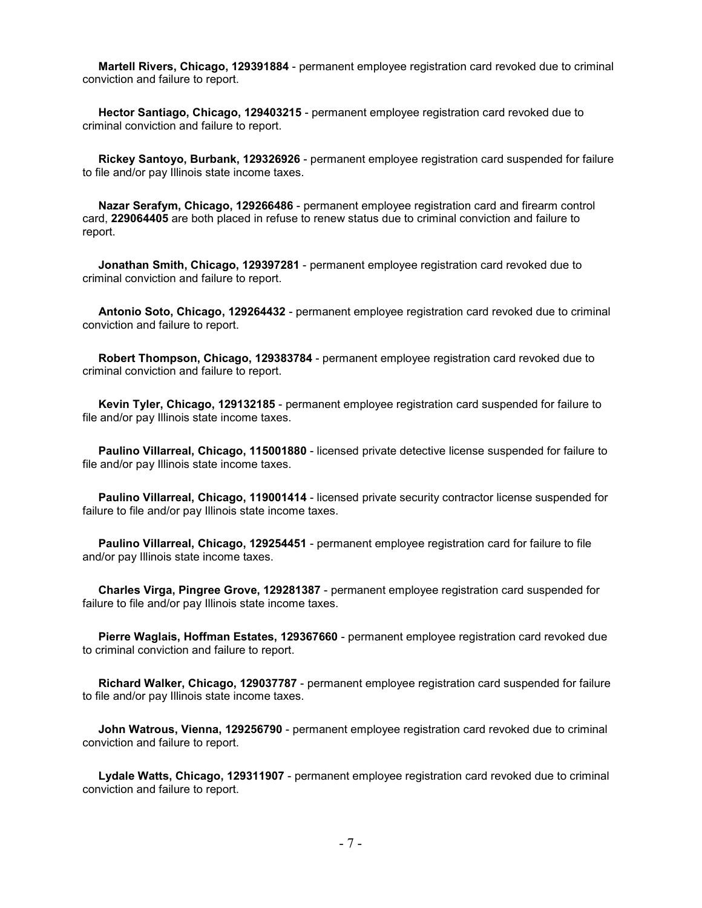**Martell Rivers, Chicago, 129391884** - permanent employee registration card revoked due to criminal conviction and failure to report.

**Hector Santiago, Chicago, 129403215** - permanent employee registration card revoked due to criminal conviction and failure to report.

**Rickey Santoyo, Burbank, 129326926** - permanent employee registration card suspended for failure to file and/or pay Illinois state income taxes.

**Nazar Serafym, Chicago, 129266486** - permanent employee registration card and firearm control card, **229064405** are both placed in refuse to renew status due to criminal conviction and failure to report.

**Jonathan Smith, Chicago, 129397281** - permanent employee registration card revoked due to criminal conviction and failure to report.

**Antonio Soto, Chicago, 129264432** - permanent employee registration card revoked due to criminal conviction and failure to report.

**Robert Thompson, Chicago, 129383784** - permanent employee registration card revoked due to criminal conviction and failure to report.

**Kevin Tyler, Chicago, 129132185** - permanent employee registration card suspended for failure to file and/or pay Illinois state income taxes.

**Paulino Villarreal, Chicago, 115001880** - licensed private detective license suspended for failure to file and/or pay Illinois state income taxes.

**Paulino Villarreal, Chicago, 119001414** - licensed private security contractor license suspended for failure to file and/or pay Illinois state income taxes.

**Paulino Villarreal, Chicago, 129254451** - permanent employee registration card for failure to file and/or pay Illinois state income taxes.

**Charles Virga, Pingree Grove, 129281387** - permanent employee registration card suspended for failure to file and/or pay Illinois state income taxes.

**Pierre Waglais, Hoffman Estates, 129367660** - permanent employee registration card revoked due to criminal conviction and failure to report.

**Richard Walker, Chicago, 129037787** - permanent employee registration card suspended for failure to file and/or pay Illinois state income taxes.

**John Watrous, Vienna, 129256790** - permanent employee registration card revoked due to criminal conviction and failure to report.

**Lydale Watts, Chicago, 129311907** - permanent employee registration card revoked due to criminal conviction and failure to report.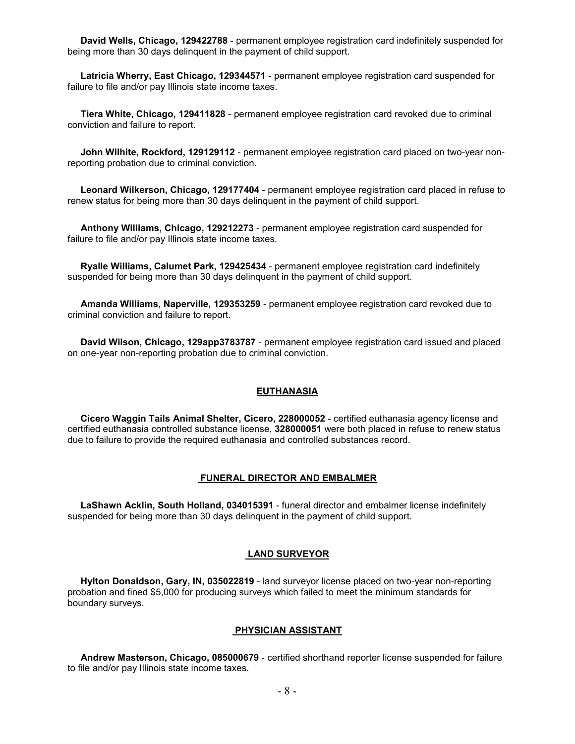**David Wells, Chicago, 129422788** - permanent employee registration card indefinitely suspended for being more than 30 days delinquent in the payment of child support.

**Latricia Wherry, East Chicago, 129344571** - permanent employee registration card suspended for failure to file and/or pay Illinois state income taxes.

**Tiera White, Chicago, 129411828** - permanent employee registration card revoked due to criminal conviction and failure to report.

**John Wilhite, Rockford, 129129112** - permanent employee registration card placed on two-year non-reporting probation due to criminal conviction.

**Leonard Wilkerson, Chicago, 129177404** - permanent employee registration card placed in refuse to renew status for being more than 30 days delinquent in the payment of child support.

**Anthony Williams, Chicago, 129212273** - permanent employee registration card suspended for failure to file and/or pay Illinois state income taxes.

**Ryalle Williams, Calumet Park, 129425434** - permanent employee registration card indefinitely suspended for being more than 30 days delinquent in the payment of child support.

**Amanda Williams, Naperville, 129353259** - permanent employee registration card revoked due to criminal conviction and failure to report.

**David Wilson, Chicago, 129app3783787** - permanent employee registration card issued and placed on one-year non-reporting probation due to criminal conviction.

## EUTHANASIA

**Cicero Waggin Tails Animal Shelter, Cicero, 228000052** - certified euthanasia agency license and certified euthanasia controlled substance license, **328000051** were both placed in refuse to renew status due to failure to provide the required euthanasia and controlled substances record.

## FUNERAL DIRECTOR AND EMBALMER

**LaShawn Acklin, South Holland, 034015391** - funeral director and embalmer license indefinitely suspended for being more than 30 days delinquent in the payment of child support.

## LAND SURVEYOR

**Hylton Donaldson, Gary, IN, 035022819** - land surveyor license placed on two-year non-reporting probation and fined $5,000 for producing surveys which failed to meet the minimum standards for boundary surveys.

## PHYSICIAN ASSISTANT

**Andrew Masterson, Chicago, 085000679** - certified shorthand reporter license suspended for failure to file and/or pay Illinois state income taxes.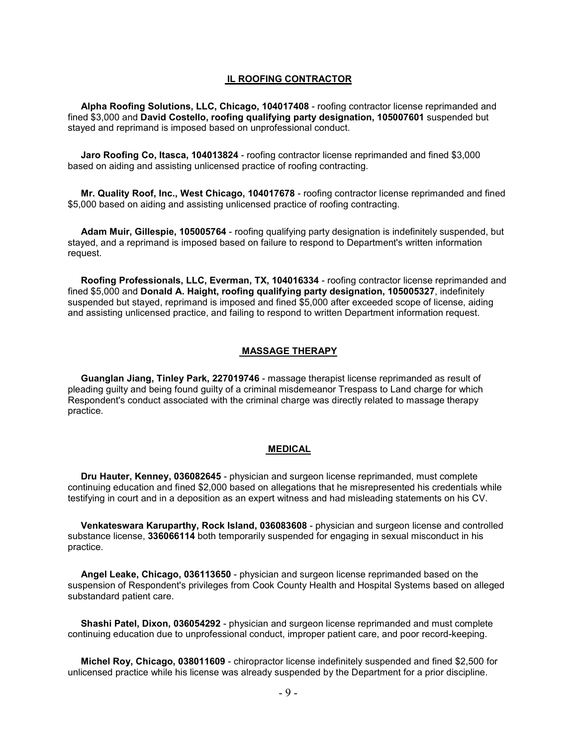## IL ROOFING CONTRACTOR

**Alpha Roofing Solutions, LLC, Chicago, 104017408** - roofing contractor license reprimanded and fined $3,000 and **David Costello, roofing qualifying party designation, 105007601** suspended but stayed and reprimand is imposed based on unprofessional conduct.

**Jaro Roofing Co, Itasca, 104013824** - roofing contractor license reprimanded and fined $3,000 based on aiding and assisting unlicensed practice of roofing contracting.

**Mr. Quality Roof, Inc., West Chicago, 104017678** - roofing contractor license reprimanded and fined $5,000 based on aiding and assisting unlicensed practice of roofing contracting.

**Adam Muir, Gillespie, 105005764** - roofing qualifying party designation is indefinitely suspended, but stayed, and a reprimand is imposed based on failure to respond to Department's written information request.

**Roofing Professionals, LLC, Everman, TX, 104016334** - roofing contractor license reprimanded and fined $5,000 and **Donald A. Haight, roofing qualifying party designation, 105005327**, indefinitely suspended but stayed, reprimand is imposed and fined $5,000 after exceeded scope of license, aiding and assisting unlicensed practice, and failing to respond to written Department information request.

## MASSAGE THERAPY

**Guanglan Jiang, Tinley Park, 227019746** - massage therapist license reprimanded as result of pleading guilty and being found guilty of a criminal misdemeanor Trespass to Land charge for which Respondent's conduct associated with the criminal charge was directly related to massage therapy practice.

## MEDICAL

**Dru Hauter, Kenney, 036082645** - physician and surgeon license reprimanded, must complete continuing education and fined $2,000 based on allegations that he misrepresented his credentials while testifying in court and in a deposition as an expert witness and had misleading statements on his CV.

**Venkateswara Karuparthy, Rock Island, 036083608** - physician and surgeon license and controlled substance license, **336066114** both temporarily suspended for engaging in sexual misconduct in his practice.

**Angel Leake, Chicago, 036113650** - physician and surgeon license reprimanded based on the suspension of Respondent's privileges from Cook County Health and Hospital Systems based on alleged substandard patient care.

**Shashi Patel, Dixon, 036054292** - physician and surgeon license reprimanded and must complete continuing education due to unprofessional conduct, improper patient care, and poor record-keeping.

**Michel Roy, Chicago, 038011609** - chiropractor license indefinitely suspended and fined $2,500 for unlicensed practice while his license was already suspended by the Department for a prior discipline.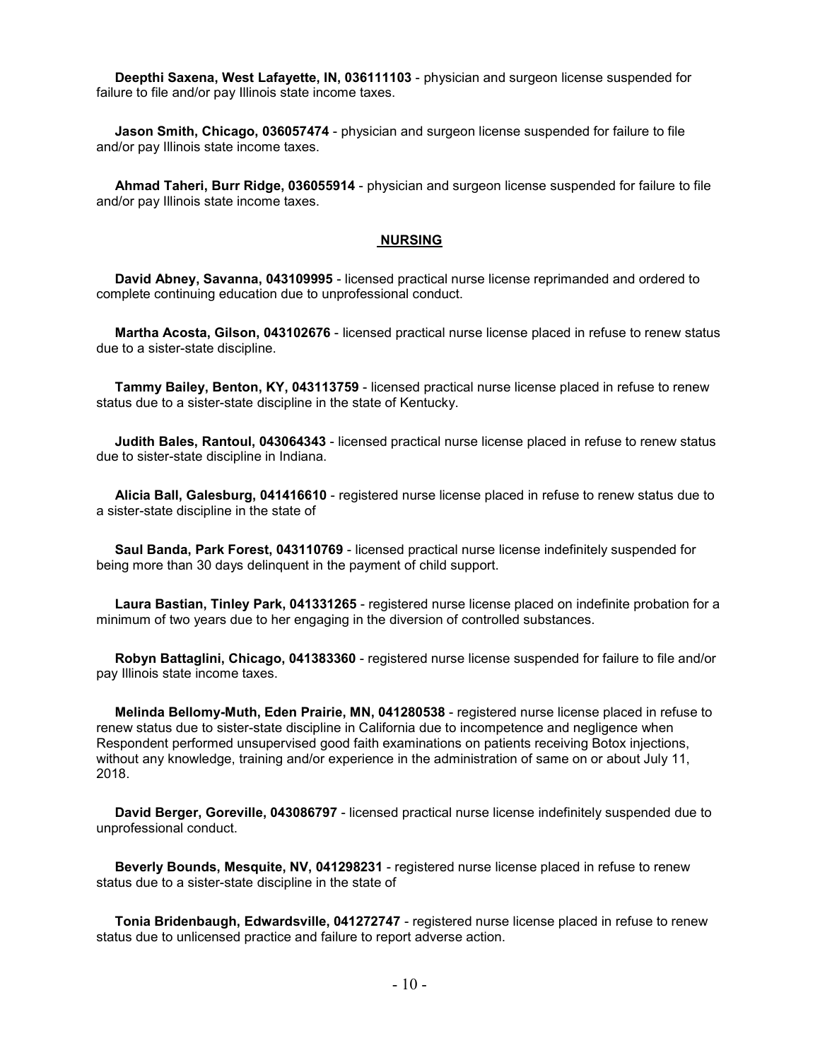**Deepthi Saxena, West Lafayette, IN, 036111103** - physician and surgeon license suspended for failure to file and/or pay Illinois state income taxes.

**Jason Smith, Chicago, 036057474** - physician and surgeon license suspended for failure to file and/or pay Illinois state income taxes.

**Ahmad Taheri, Burr Ridge, 036055914** - physician and surgeon license suspended for failure to file and/or pay Illinois state income taxes.

## NURSING

**David Abney, Savanna, 043109995** - licensed practical nurse license reprimanded and ordered to complete continuing education due to unprofessional conduct.

**Martha Acosta, Gilson, 043102676** - licensed practical nurse license placed in refuse to renew status due to a sister-state discipline.

**Tammy Bailey, Benton, KY, 043113759** - licensed practical nurse license placed in refuse to renew status due to a sister-state discipline in the state of Kentucky.

**Judith Bales, Rantoul, 043064343** - licensed practical nurse license placed in refuse to renew status due to sister-state discipline in Indiana.

**Alicia Ball, Galesburg, 041416610** - registered nurse license placed in refuse to renew status due to a sister-state discipline in the state of

**Saul Banda, Park Forest, 043110769** - licensed practical nurse license indefinitely suspended for being more than 30 days delinquent in the payment of child support.

**Laura Bastian, Tinley Park, 041331265** - registered nurse license placed on indefinite probation for a minimum of two years due to her engaging in the diversion of controlled substances.

**Robyn Battaglini, Chicago, 041383360** - registered nurse license suspended for failure to file and/or pay Illinois state income taxes.

**Melinda Bellomy-Muth, Eden Prairie, MN, 041280538** - registered nurse license placed in refuse to renew status due to sister-state discipline in California due to incompetence and negligence when Respondent performed unsupervised good faith examinations on patients receiving Botox injections, without any knowledge, training and/or experience in the administration of same on or about July 11, 2018.

**David Berger, Goreville, 043086797** - licensed practical nurse license indefinitely suspended due to unprofessional conduct.

**Beverly Bounds, Mesquite, NV, 041298231** - registered nurse license placed in refuse to renew status due to a sister-state discipline in the state of

**Tonia Bridenbaugh, Edwardsville, 041272747** - registered nurse license placed in refuse to renew status due to unlicensed practice and failure to report adverse action.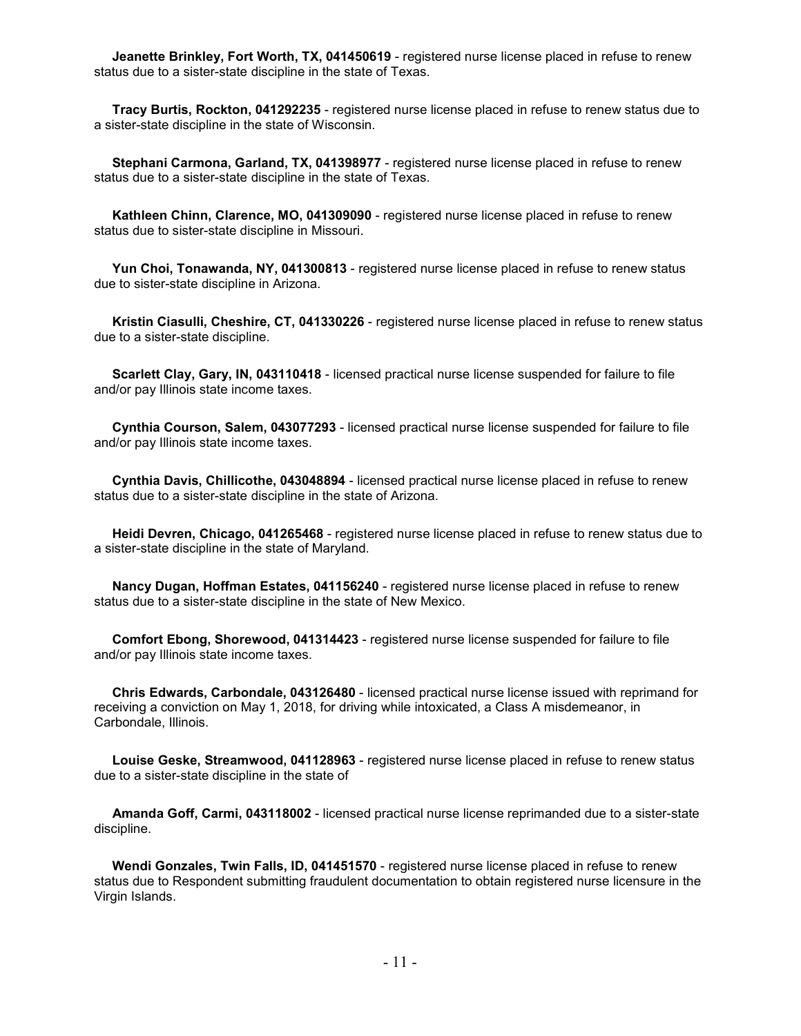**Jeanette Brinkley, Fort Worth, TX, 041450619** - registered nurse license placed in refuse to renew status due to a sister-state discipline in the state of Texas.

**Tracy Burtis, Rockton, 041292235** - registered nurse license placed in refuse to renew status due to a sister-state discipline in the state of Wisconsin.

**Stephani Carmona, Garland, TX, 041398977** - registered nurse license placed in refuse to renew status due to a sister-state discipline in the state of Texas.

**Kathleen Chinn, Clarence, MO, 041309090** - registered nurse license placed in refuse to renew status due to sister-state discipline in Missouri.

**Yun Choi, Tonawanda, NY, 041300813** - registered nurse license placed in refuse to renew status due to sister-state discipline in Arizona.

**Kristin Ciasulli, Cheshire, CT, 041330226** - registered nurse license placed in refuse to renew status due to a sister-state discipline.

**Scarlett Clay, Gary, IN, 043110418** - licensed practical nurse license suspended for failure to file and/or pay Illinois state income taxes.

**Cynthia Courson, Salem, 043077293** - licensed practical nurse license suspended for failure to file and/or pay Illinois state income taxes.

**Cynthia Davis, Chillicothe, 043048894** - licensed practical nurse license placed in refuse to renew status due to a sister-state discipline in the state of Arizona.

**Heidi Devren, Chicago, 041265468** - registered nurse license placed in refuse to renew status due to a sister-state discipline in the state of Maryland.

**Nancy Dugan, Hoffman Estates, 041156240** - registered nurse license placed in refuse to renew status due to a sister-state discipline in the state of New Mexico.

**Comfort Ebong, Shorewood, 041314423** - registered nurse license suspended for failure to file and/or pay Illinois state income taxes.

**Chris Edwards, Carbondale, 043126480** - licensed practical nurse license issued with reprimand for receiving a conviction on May 1, 2018, for driving while intoxicated, a Class A misdemeanor, in Carbondale, Illinois.

**Louise Geske, Streamwood, 041128963** - registered nurse license placed in refuse to renew status due to a sister-state discipline in the state of

**Amanda Goff, Carmi, 043118002** - licensed practical nurse license reprimanded due to a sister-state discipline.

**Wendi Gonzales, Twin Falls, ID, 041451570** - registered nurse license placed in refuse to renew status due to Respondent submitting fraudulent documentation to obtain registered nurse licensure in the Virgin Islands.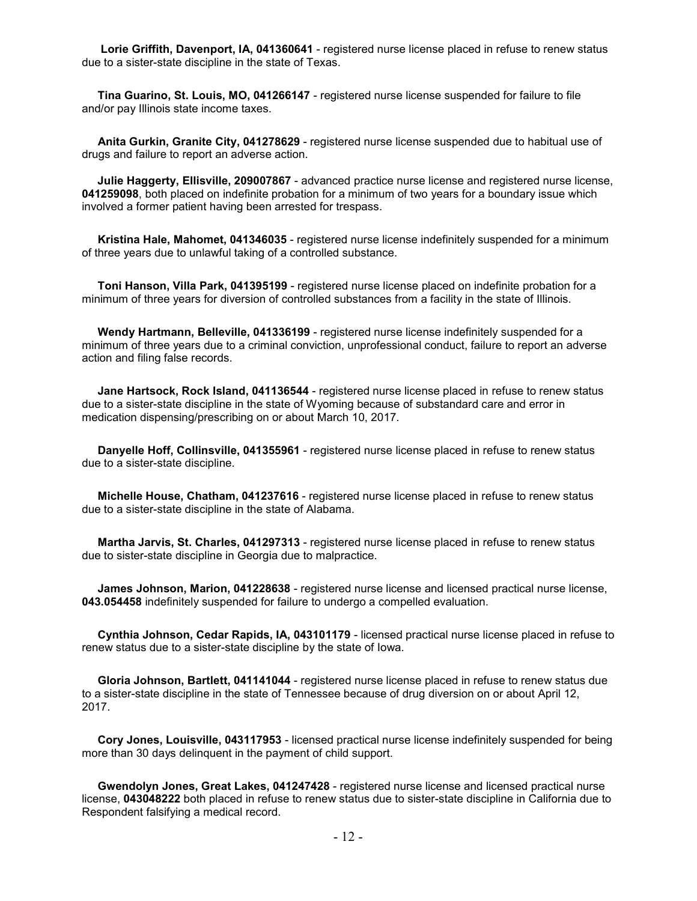**Lorie Griffith, Davenport, IA, 041360641** - registered nurse license placed in refuse to renew status due to a sister-state discipline in the state of Texas.

**Tina Guarino, St. Louis, MO, 041266147** - registered nurse license suspended for failure to file and/or pay Illinois state income taxes.

**Anita Gurkin, Granite City, 041278629** - registered nurse license suspended due to habitual use of drugs and failure to report an adverse action.

**Julie Haggerty, Ellisville, 209007867** - advanced practice nurse license and registered nurse license, **041259098**, both placed on indefinite probation for a minimum of two years for a boundary issue which involved a former patient having been arrested for trespass.

**Kristina Hale, Mahomet, 041346035** - registered nurse license indefinitely suspended for a minimum of three years due to unlawful taking of a controlled substance.

**Toni Hanson, Villa Park, 041395199** - registered nurse license placed on indefinite probation for a minimum of three years for diversion of controlled substances from a facility in the state of Illinois.

**Wendy Hartmann, Belleville, 041336199** - registered nurse license indefinitely suspended for a minimum of three years due to a criminal conviction, unprofessional conduct, failure to report an adverse action and filing false records.

**Jane Hartsock, Rock Island, 041136544** - registered nurse license placed in refuse to renew status due to a sister-state discipline in the state of Wyoming because of substandard care and error in medication dispensing/prescribing on or about March 10, 2017.

**Danyelle Hoff, Collinsville, 041355961** - registered nurse license placed in refuse to renew status due to a sister-state discipline.

**Michelle House, Chatham, 041237616** - registered nurse license placed in refuse to renew status due to a sister-state discipline in the state of Alabama.

**Martha Jarvis, St. Charles, 041297313** - registered nurse license placed in refuse to renew status due to sister-state discipline in Georgia due to malpractice.

**James Johnson, Marion, 041228638** - registered nurse license and licensed practical nurse license, **043.054458** indefinitely suspended for failure to undergo a compelled evaluation.

**Cynthia Johnson, Cedar Rapids, IA, 043101179** - licensed practical nurse license placed in refuse to renew status due to a sister-state discipline by the state of Iowa.

**Gloria Johnson, Bartlett, 041141044** - registered nurse license placed in refuse to renew status due to a sister-state discipline in the state of Tennessee because of drug diversion on or about April 12, 2017.

**Cory Jones, Louisville, 043117953** - licensed practical nurse license indefinitely suspended for being more than 30 days delinquent in the payment of child support.

**Gwendolyn Jones, Great Lakes, 041247428** - registered nurse license and licensed practical nurse license, **043048222** both placed in refuse to renew status due to sister-state discipline in California due to Respondent falsifying a medical record.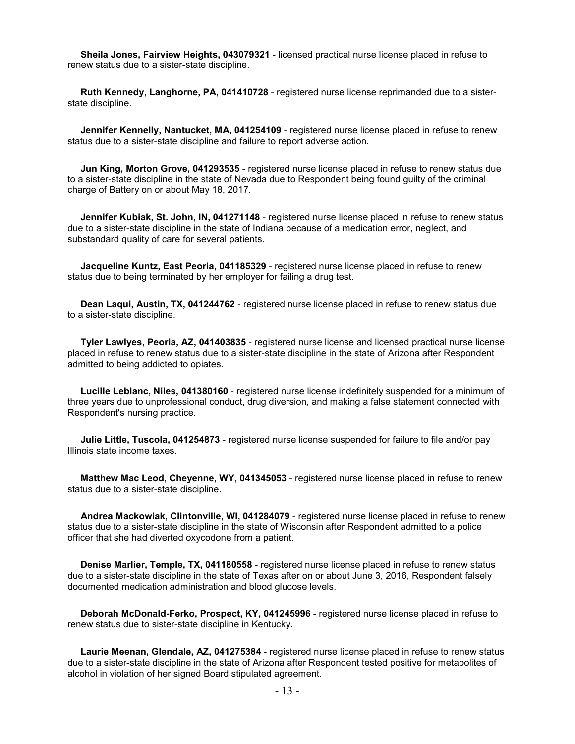**Sheila Jones, Fairview Heights, 043079321** - licensed practical nurse license placed in refuse to renew status due to a sister-state discipline.

**Ruth Kennedy, Langhorne, PA, 041410728** - registered nurse license reprimanded due to a sister-state discipline.

**Jennifer Kennelly, Nantucket, MA, 041254109** - registered nurse license placed in refuse to renew status due to a sister-state discipline and failure to report adverse action.

**Jun King, Morton Grove, 041293535** - registered nurse license placed in refuse to renew status due to a sister-state discipline in the state of Nevada due to Respondent being found guilty of the criminal charge of Battery on or about May 18, 2017.

**Jennifer Kubiak, St. John, IN, 041271148** - registered nurse license placed in refuse to renew status due to a sister-state discipline in the state of Indiana because of a medication error, neglect, and substandard quality of care for several patients.

**Jacqueline Kuntz, East Peoria, 041185329** - registered nurse license placed in refuse to renew status due to being terminated by her employer for failing a drug test.

**Dean Laqui, Austin, TX, 041244762** - registered nurse license placed in refuse to renew status due to a sister-state discipline.

**Tyler Lawlyes, Peoria, AZ, 041403835** - registered nurse license and licensed practical nurse license placed in refuse to renew status due to a sister-state discipline in the state of Arizona after Respondent admitted to being addicted to opiates.

**Lucille Leblanc, Niles, 041380160** - registered nurse license indefinitely suspended for a minimum of three years due to unprofessional conduct, drug diversion, and making a false statement connected with Respondent's nursing practice.

**Julie Little, Tuscola, 041254873** - registered nurse license suspended for failure to file and/or pay Illinois state income taxes.

**Matthew Mac Leod, Cheyenne, WY, 041345053** - registered nurse license placed in refuse to renew status due to a sister-state discipline.

**Andrea Mackowiak, Clintonville, WI, 041284079** - registered nurse license placed in refuse to renew status due to a sister-state discipline in the state of Wisconsin after Respondent admitted to a police officer that she had diverted oxycodone from a patient.

**Denise Marlier, Temple, TX, 041180558** - registered nurse license placed in refuse to renew status due to a sister-state discipline in the state of Texas after on or about June 3, 2016, Respondent falsely documented medication administration and blood glucose levels.

**Deborah McDonald-Ferko, Prospect, KY, 041245996** - registered nurse license placed in refuse to renew status due to sister-state discipline in Kentucky.

**Laurie Meenan, Glendale, AZ, 041275384** - registered nurse license placed in refuse to renew status due to a sister-state discipline in the state of Arizona after Respondent tested positive for metabolites of alcohol in violation of her signed Board stipulated agreement.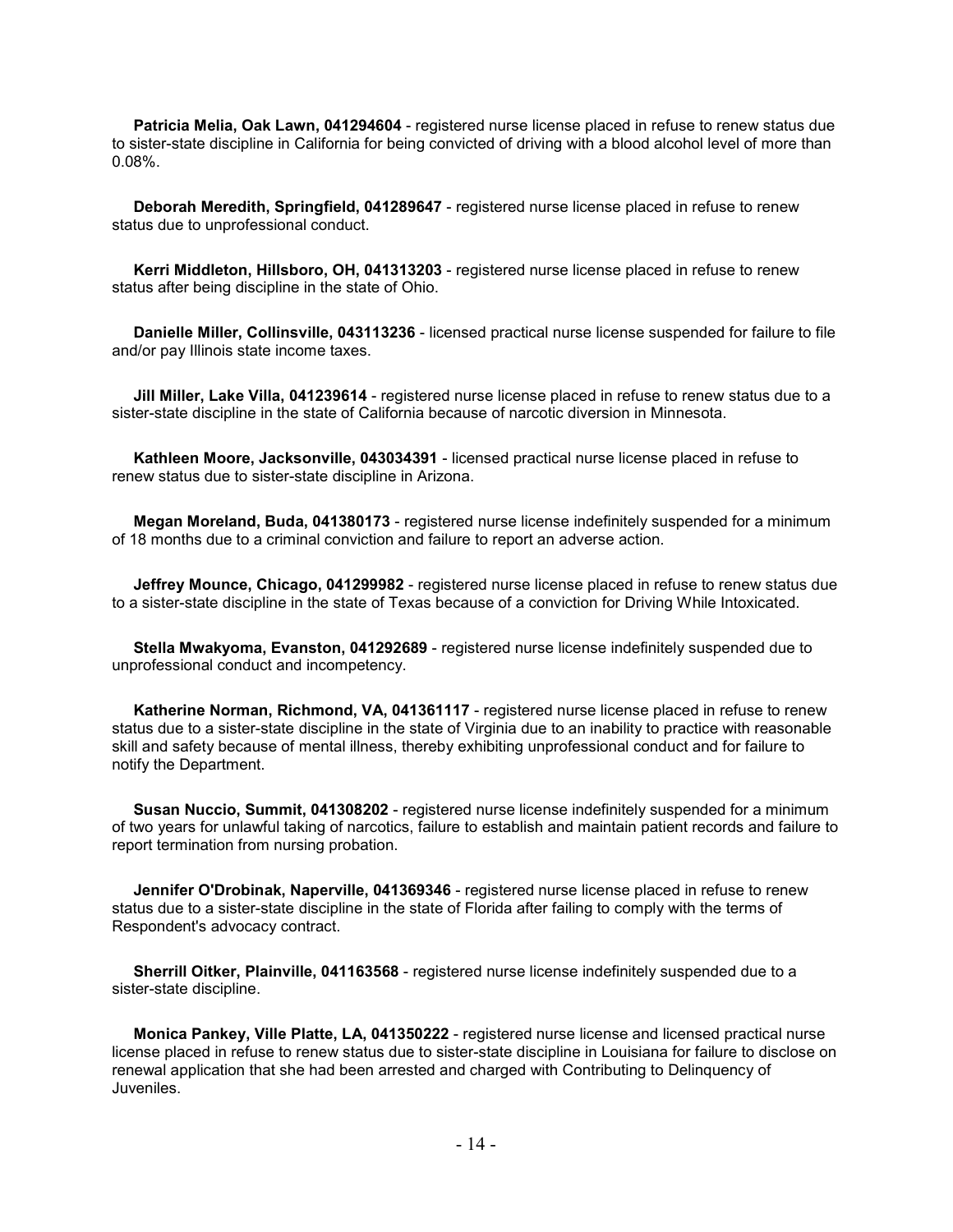**Patricia Melia, Oak Lawn, 041294604** - registered nurse license placed in refuse to renew status due to sister-state discipline in California for being convicted of driving with a blood alcohol level of more than 0.08%.

**Deborah Meredith, Springfield, 041289647** - registered nurse license placed in refuse to renew status due to unprofessional conduct.

**Kerri Middleton, Hillsboro, OH, 041313203** - registered nurse license placed in refuse to renew status after being discipline in the state of Ohio.

**Danielle Miller, Collinsville, 043113236** - licensed practical nurse license suspended for failure to file and/or pay Illinois state income taxes.

**Jill Miller, Lake Villa, 041239614** - registered nurse license placed in refuse to renew status due to a sister-state discipline in the state of California because of narcotic diversion in Minnesota.

**Kathleen Moore, Jacksonville, 043034391** - licensed practical nurse license placed in refuse to renew status due to sister-state discipline in Arizona.

**Megan Moreland, Buda, 041380173** - registered nurse license indefinitely suspended for a minimum of 18 months due to a criminal conviction and failure to report an adverse action.

**Jeffrey Mounce, Chicago, 041299982** - registered nurse license placed in refuse to renew status due to a sister-state discipline in the state of Texas because of a conviction for Driving While Intoxicated.

**Stella Mwakyoma, Evanston, 041292689** - registered nurse license indefinitely suspended due to unprofessional conduct and incompetency.

**Katherine Norman, Richmond, VA, 041361117** - registered nurse license placed in refuse to renew status due to a sister-state discipline in the state of Virginia due to an inability to practice with reasonable skill and safety because of mental illness, thereby exhibiting unprofessional conduct and for failure to notify the Department.

**Susan Nuccio, Summit, 041308202** - registered nurse license indefinitely suspended for a minimum of two years for unlawful taking of narcotics, failure to establish and maintain patient records and failure to report termination from nursing probation.

**Jennifer O'Drobinak, Naperville, 041369346** - registered nurse license placed in refuse to renew status due to a sister-state discipline in the state of Florida after failing to comply with the terms of Respondent's advocacy contract.

**Sherrill Oitker, Plainville, 041163568** - registered nurse license indefinitely suspended due to a sister-state discipline.

**Monica Pankey, Ville Platte, LA, 041350222** - registered nurse license and licensed practical nurse license placed in refuse to renew status due to sister-state discipline in Louisiana for failure to disclose on renewal application that she had been arrested and charged with Contributing to Delinquency of Juveniles.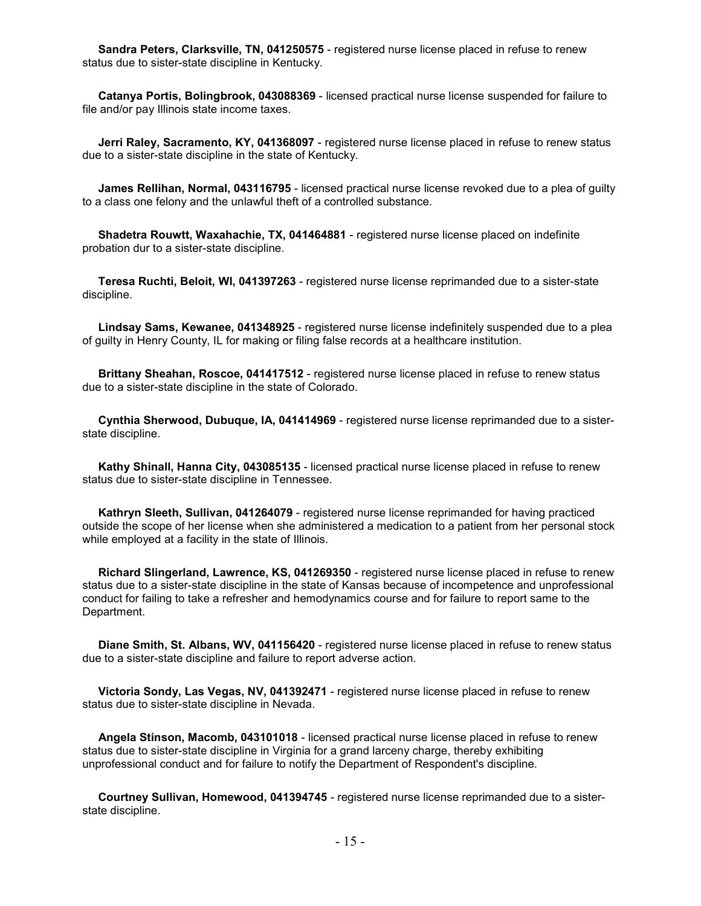**Sandra Peters, Clarksville, TN, 041250575** - registered nurse license placed in refuse to renew status due to sister-state discipline in Kentucky.

**Catanya Portis, Bolingbrook, 043088369** - licensed practical nurse license suspended for failure to file and/or pay Illinois state income taxes.

**Jerri Raley, Sacramento, KY, 041368097** - registered nurse license placed in refuse to renew status due to a sister-state discipline in the state of Kentucky.

**James Rellihan, Normal, 043116795** - licensed practical nurse license revoked due to a plea of guilty to a class one felony and the unlawful theft of a controlled substance.

**Shadetra Rouwtt, Waxahachie, TX, 041464881** - registered nurse license placed on indefinite probation dur to a sister-state discipline.

**Teresa Ruchti, Beloit, WI, 041397263** - registered nurse license reprimanded due to a sister-state discipline.

**Lindsay Sams, Kewanee, 041348925** - registered nurse license indefinitely suspended due to a plea of guilty in Henry County, IL for making or filing false records at a healthcare institution.

**Brittany Sheahan, Roscoe, 041417512** - registered nurse license placed in refuse to renew status due to a sister-state discipline in the state of Colorado.

**Cynthia Sherwood, Dubuque, IA, 041414969** - registered nurse license reprimanded due to a sister-state discipline.

**Kathy Shinall, Hanna City, 043085135** - licensed practical nurse license placed in refuse to renew status due to sister-state discipline in Tennessee.

**Kathryn Sleeth, Sullivan, 041264079** - registered nurse license reprimanded for having practiced outside the scope of her license when she administered a medication to a patient from her personal stock while employed at a facility in the state of Illinois.

**Richard Slingerland, Lawrence, KS, 041269350** - registered nurse license placed in refuse to renew status due to a sister-state discipline in the state of Kansas because of incompetence and unprofessional conduct for failing to take a refresher and hemodynamics course and for failure to report same to the Department.

**Diane Smith, St. Albans, WV, 041156420** - registered nurse license placed in refuse to renew status due to a sister-state discipline and failure to report adverse action.

**Victoria Sondy, Las Vegas, NV, 041392471** - registered nurse license placed in refuse to renew status due to sister-state discipline in Nevada.

**Angela Stinson, Macomb, 043101018** - licensed practical nurse license placed in refuse to renew status due to sister-state discipline in Virginia for a grand larceny charge, thereby exhibiting unprofessional conduct and for failure to notify the Department of Respondent's discipline.

**Courtney Sullivan, Homewood, 041394745** - registered nurse license reprimanded due to a sister-state discipline.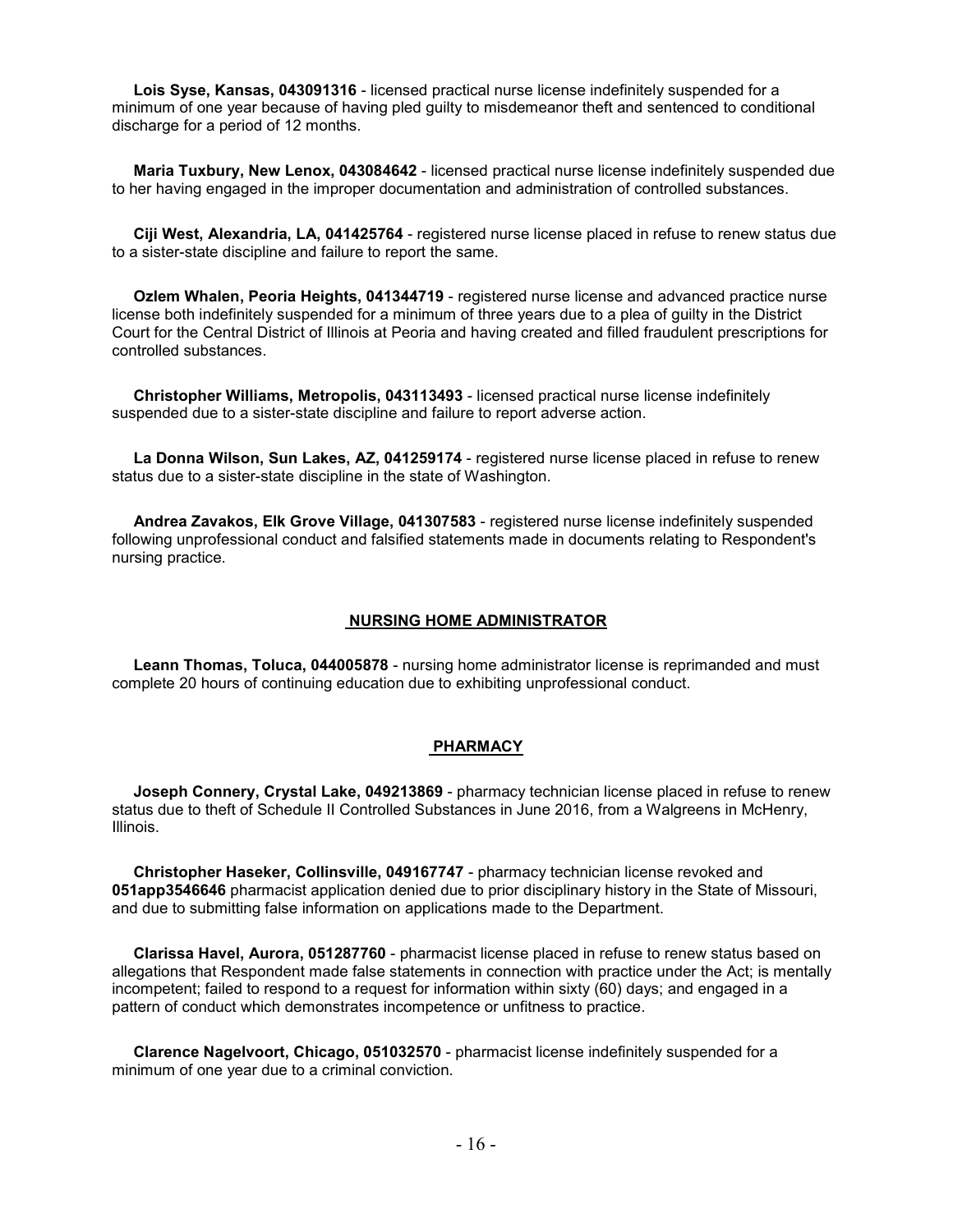**Lois Syse, Kansas, 043091316** - licensed practical nurse license indefinitely suspended for a minimum of one year because of having pled guilty to misdemeanor theft and sentenced to conditional discharge for a period of 12 months.

**Maria Tuxbury, New Lenox, 043084642** - licensed practical nurse license indefinitely suspended due to her having engaged in the improper documentation and administration of controlled substances.

**Ciji West, Alexandria, LA, 041425764** - registered nurse license placed in refuse to renew status due to a sister-state discipline and failure to report the same.

**Ozlem Whalen, Peoria Heights, 041344719** - registered nurse license and advanced practice nurse license both indefinitely suspended for a minimum of three years due to a plea of guilty in the District Court for the Central District of Illinois at Peoria and having created and filled fraudulent prescriptions for controlled substances.

**Christopher Williams, Metropolis, 043113493** - licensed practical nurse license indefinitely suspended due to a sister-state discipline and failure to report adverse action.

**La Donna Wilson, Sun Lakes, AZ, 041259174** - registered nurse license placed in refuse to renew status due to a sister-state discipline in the state of Washington.

**Andrea Zavakos, Elk Grove Village, 041307583** - registered nurse license indefinitely suspended following unprofessional conduct and falsified statements made in documents relating to Respondent's nursing practice.

## NURSING HOME ADMINISTRATOR

**Leann Thomas, Toluca, 044005878** - nursing home administrator license is reprimanded and must complete 20 hours of continuing education due to exhibiting unprofessional conduct.

## PHARMACY

**Joseph Connery, Crystal Lake, 049213869** - pharmacy technician license placed in refuse to renew status due to theft of Schedule II Controlled Substances in June 2016, from a Walgreens in McHenry, Illinois.

**Christopher Haseker, Collinsville, 049167747** - pharmacy technician license revoked and **051app3546646** pharmacist application denied due to prior disciplinary history in the State of Missouri, and due to submitting false information on applications made to the Department.

**Clarissa Havel, Aurora, 051287760** - pharmacist license placed in refuse to renew status based on allegations that Respondent made false statements in connection with practice under the Act; is mentally incompetent; failed to respond to a request for information within sixty (60) days; and engaged in a pattern of conduct which demonstrates incompetence or unfitness to practice.

**Clarence Nagelvoort, Chicago, 051032570** - pharmacist license indefinitely suspended for a minimum of one year due to a criminal conviction.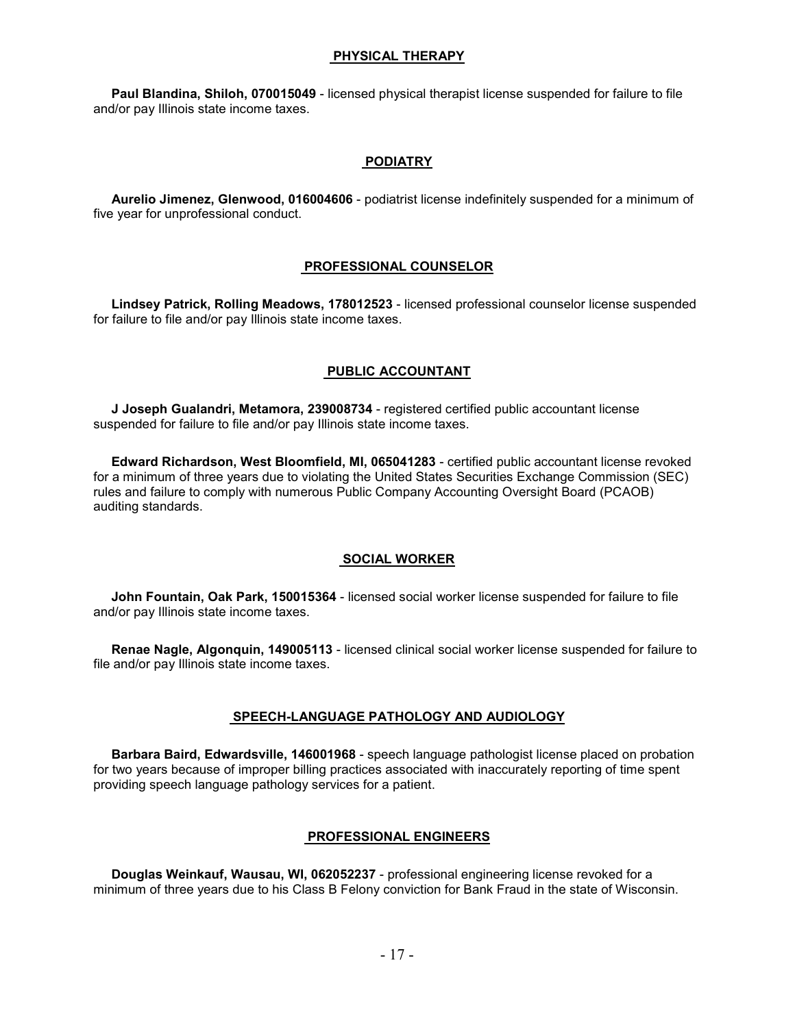## PHYSICAL THERAPY

**Paul Blandina, Shiloh, 070015049** - licensed physical therapist license suspended for failure to file and/or pay Illinois state income taxes.

## PODIATRY

**Aurelio Jimenez, Glenwood, 016004606** - podiatrist license indefinitely suspended for a minimum of five year for unprofessional conduct.

## PROFESSIONAL COUNSELOR

**Lindsey Patrick, Rolling Meadows, 178012523** - licensed professional counselor license suspended for failure to file and/or pay Illinois state income taxes.

## PUBLIC ACCOUNTANT

**J Joseph Gualandri, Metamora, 239008734** - registered certified public accountant license suspended for failure to file and/or pay Illinois state income taxes.

**Edward Richardson, West Bloomfield, MI, 065041283** - certified public accountant license revoked for a minimum of three years due to violating the United States Securities Exchange Commission (SEC) rules and failure to comply with numerous Public Company Accounting Oversight Board (PCAOB) auditing standards.

## SOCIAL WORKER

**John Fountain, Oak Park, 150015364** - licensed social worker license suspended for failure to file and/or pay Illinois state income taxes.

**Renae Nagle, Algonquin, 149005113** - licensed clinical social worker license suspended for failure to file and/or pay Illinois state income taxes.

## SPEECH-LANGUAGE PATHOLOGY AND AUDIOLOGY

**Barbara Baird, Edwardsville, 146001968** - speech language pathologist license placed on probation for two years because of improper billing practices associated with inaccurately reporting of time spent providing speech language pathology services for a patient.

## PROFESSIONAL ENGINEERS

**Douglas Weinkauf, Wausau, WI, 062052237** - professional engineering license revoked for a minimum of three years due to his Class B Felony conviction for Bank Fraud in the state of Wisconsin.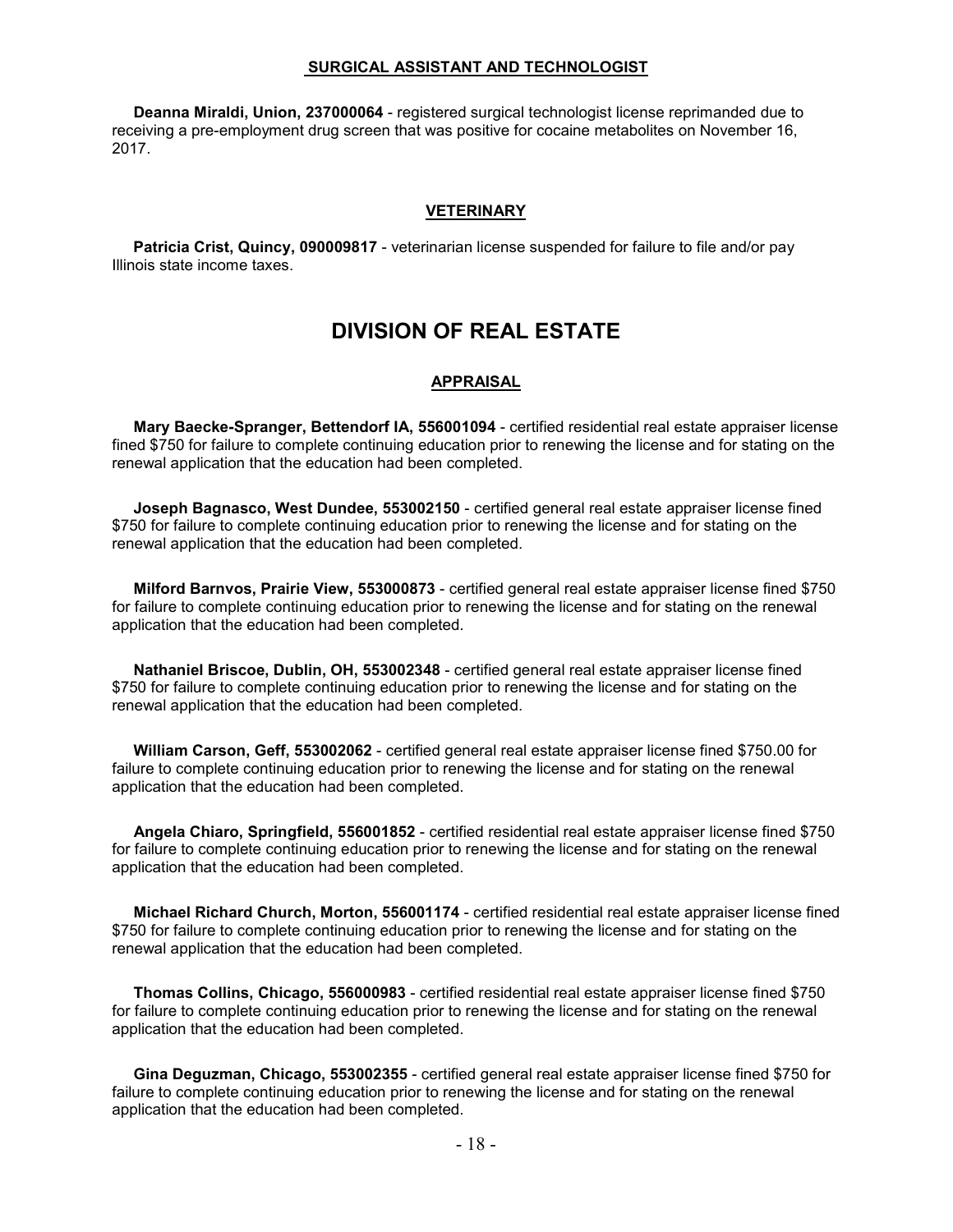### SURGICAL ASSISTANT AND TECHNOLOGIST

**Deanna Miraldi, Union, 237000064** - registered surgical technologist license reprimanded due to receiving a pre-employment drug screen that was positive for cocaine metabolites on November 16, 2017.

### VETERINARY

**Patricia Crist, Quincy, 090009817** - veterinarian license suspended for failure to file and/or pay Illinois state income taxes.

## DIVISION OF REAL ESTATE

### APPRAISAL

**Mary Baecke-Spranger, Bettendorf IA, 556001094** - certified residential real estate appraiser license fined $750 for failure to complete continuing education prior to renewing the license and for stating on the renewal application that the education had been completed.

**Joseph Bagnasco, West Dundee, 553002150** - certified general real estate appraiser license fined $750 for failure to complete continuing education prior to renewing the license and for stating on the renewal application that the education had been completed.

**Milford Barnvos, Prairie View, 553000873** - certified general real estate appraiser license fined $750 for failure to complete continuing education prior to renewing the license and for stating on the renewal application that the education had been completed.

**Nathaniel Briscoe, Dublin, OH, 553002348** - certified general real estate appraiser license fined $750 for failure to complete continuing education prior to renewing the license and for stating on the renewal application that the education had been completed.

**William Carson, Geff, 553002062** - certified general real estate appraiser license fined $750.00 for failure to complete continuing education prior to renewing the license and for stating on the renewal application that the education had been completed.

**Angela Chiaro, Springfield, 556001852** - certified residential real estate appraiser license fined $750 for failure to complete continuing education prior to renewing the license and for stating on the renewal application that the education had been completed.

**Michael Richard Church, Morton, 556001174** - certified residential real estate appraiser license fined $750 for failure to complete continuing education prior to renewing the license and for stating on the renewal application that the education had been completed.

**Thomas Collins, Chicago, 556000983** - certified residential real estate appraiser license fined $750 for failure to complete continuing education prior to renewing the license and for stating on the renewal application that the education had been completed.

**Gina Deguzman, Chicago, 553002355** - certified general real estate appraiser license fined $750 for failure to complete continuing education prior to renewing the license and for stating on the renewal application that the education had been completed.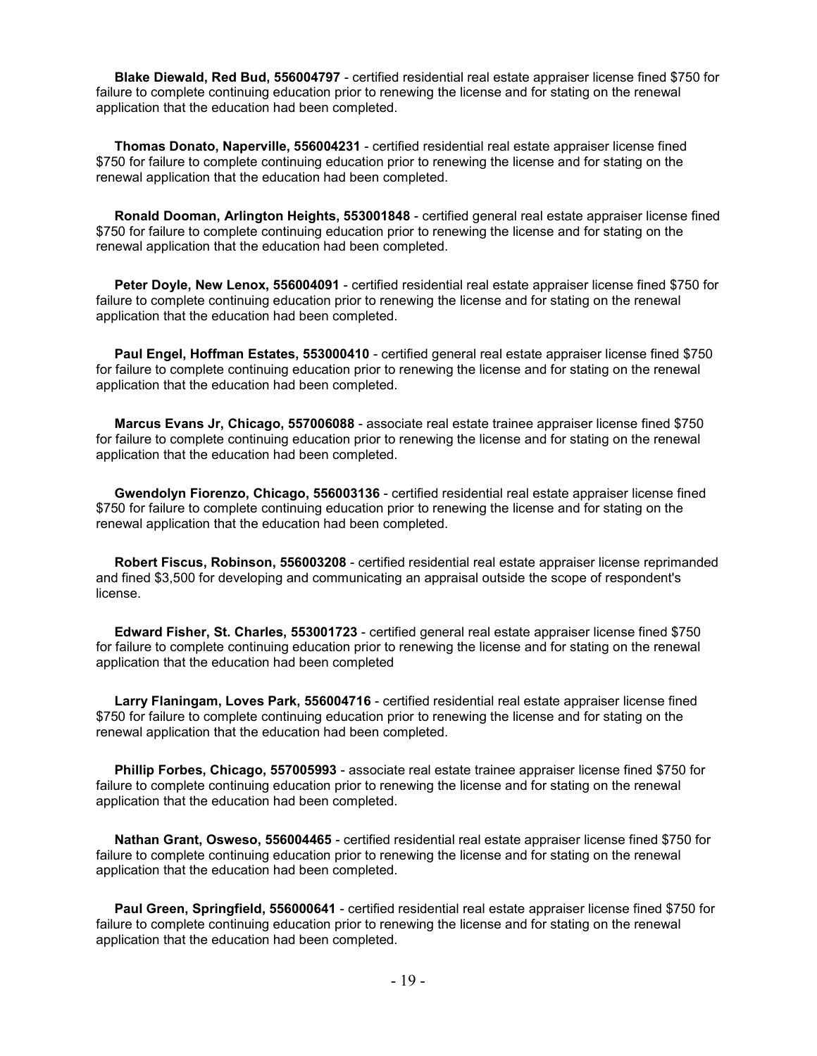**Blake Diewald, Red Bud, 556004797** - certified residential real estate appraiser license fined $750 for failure to complete continuing education prior to renewing the license and for stating on the renewal application that the education had been completed.

**Thomas Donato, Naperville, 556004231** - certified residential real estate appraiser license fined $750 for failure to complete continuing education prior to renewing the license and for stating on the renewal application that the education had been completed.

**Ronald Dooman, Arlington Heights, 553001848** - certified general real estate appraiser license fined $750 for failure to complete continuing education prior to renewing the license and for stating on the renewal application that the education had been completed.

**Peter Doyle, New Lenox, 556004091** - certified residential real estate appraiser license fined $750 for failure to complete continuing education prior to renewing the license and for stating on the renewal application that the education had been completed.

**Paul Engel, Hoffman Estates, 553000410** - certified general real estate appraiser license fined $750 for failure to complete continuing education prior to renewing the license and for stating on the renewal application that the education had been completed.

**Marcus Evans Jr, Chicago, 557006088** - associate real estate trainee appraiser license fined $750 for failure to complete continuing education prior to renewing the license and for stating on the renewal application that the education had been completed.

**Gwendolyn Fiorenzo, Chicago, 556003136** - certified residential real estate appraiser license fined $750 for failure to complete continuing education prior to renewing the license and for stating on the renewal application that the education had been completed.

**Robert Fiscus, Robinson, 556003208** - certified residential real estate appraiser license reprimanded and fined $3,500 for developing and communicating an appraisal outside the scope of respondent's license.

**Edward Fisher, St. Charles, 553001723** - certified general real estate appraiser license fined $750 for failure to complete continuing education prior to renewing the license and for stating on the renewal application that the education had been completed

**Larry Flaningam, Loves Park, 556004716** - certified residential real estate appraiser license fined $750 for failure to complete continuing education prior to renewing the license and for stating on the renewal application that the education had been completed.

**Phillip Forbes, Chicago, 557005993** - associate real estate trainee appraiser license fined $750 for failure to complete continuing education prior to renewing the license and for stating on the renewal application that the education had been completed.

**Nathan Grant, Osweso, 556004465** - certified residential real estate appraiser license fined $750 for failure to complete continuing education prior to renewing the license and for stating on the renewal application that the education had been completed.

**Paul Green, Springfield, 556000641** - certified residential real estate appraiser license fined $750 for failure to complete continuing education prior to renewing the license and for stating on the renewal application that the education had been completed.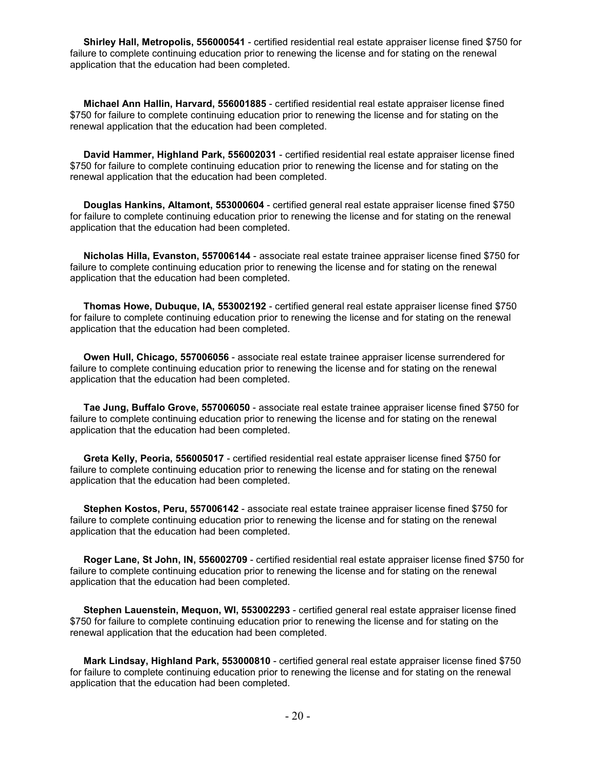**Shirley Hall, Metropolis, 556000541** - certified residential real estate appraiser license fined $750 for failure to complete continuing education prior to renewing the license and for stating on the renewal application that the education had been completed.

**Michael Ann Hallin, Harvard, 556001885** - certified residential real estate appraiser license fined $750 for failure to complete continuing education prior to renewing the license and for stating on the renewal application that the education had been completed.

**David Hammer, Highland Park, 556002031** - certified residential real estate appraiser license fined $750 for failure to complete continuing education prior to renewing the license and for stating on the renewal application that the education had been completed.

**Douglas Hankins, Altamont, 553000604** - certified general real estate appraiser license fined $750 for failure to complete continuing education prior to renewing the license and for stating on the renewal application that the education had been completed.

**Nicholas Hilla, Evanston, 557006144** - associate real estate trainee appraiser license fined $750 for failure to complete continuing education prior to renewing the license and for stating on the renewal application that the education had been completed.

**Thomas Howe, Dubuque, IA, 553002192** - certified general real estate appraiser license fined $750 for failure to complete continuing education prior to renewing the license and for stating on the renewal application that the education had been completed.

**Owen Hull, Chicago, 557006056** - associate real estate trainee appraiser license surrendered for failure to complete continuing education prior to renewing the license and for stating on the renewal application that the education had been completed.

**Tae Jung, Buffalo Grove, 557006050** - associate real estate trainee appraiser license fined $750 for failure to complete continuing education prior to renewing the license and for stating on the renewal application that the education had been completed.

**Greta Kelly, Peoria, 556005017** - certified residential real estate appraiser license fined $750 for failure to complete continuing education prior to renewing the license and for stating on the renewal application that the education had been completed.

**Stephen Kostos, Peru, 557006142** - associate real estate trainee appraiser license fined $750 for failure to complete continuing education prior to renewing the license and for stating on the renewal application that the education had been completed.

**Roger Lane, St John, IN, 556002709** - certified residential real estate appraiser license fined $750 for failure to complete continuing education prior to renewing the license and for stating on the renewal application that the education had been completed.

**Stephen Lauenstein, Mequon, WI, 553002293** - certified general real estate appraiser license fined $750 for failure to complete continuing education prior to renewing the license and for stating on the renewal application that the education had been completed.

**Mark Lindsay, Highland Park, 553000810** - certified general real estate appraiser license fined $750 for failure to complete continuing education prior to renewing the license and for stating on the renewal application that the education had been completed.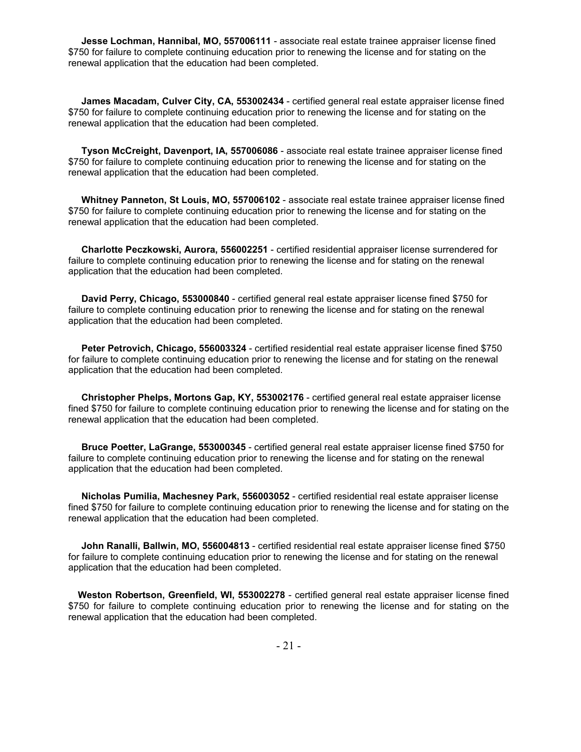**Jesse Lochman, Hannibal, MO, 557006111** - associate real estate trainee appraiser license fined $750 for failure to complete continuing education prior to renewing the license and for stating on the renewal application that the education had been completed.

**James Macadam, Culver City, CA, 553002434** - certified general real estate appraiser license fined $750 for failure to complete continuing education prior to renewing the license and for stating on the renewal application that the education had been completed.

**Tyson McCreight, Davenport, IA, 557006086** - associate real estate trainee appraiser license fined $750 for failure to complete continuing education prior to renewing the license and for stating on the renewal application that the education had been completed.

**Whitney Panneton, St Louis, MO, 557006102** - associate real estate trainee appraiser license fined $750 for failure to complete continuing education prior to renewing the license and for stating on the renewal application that the education had been completed.

**Charlotte Peczkowski, Aurora, 556002251** - certified residential appraiser license surrendered for failure to complete continuing education prior to renewing the license and for stating on the renewal application that the education had been completed.

**David Perry, Chicago, 553000840** - certified general real estate appraiser license fined $750 for failure to complete continuing education prior to renewing the license and for stating on the renewal application that the education had been completed.

**Peter Petrovich, Chicago, 556003324** - certified residential real estate appraiser license fined $750 for failure to complete continuing education prior to renewing the license and for stating on the renewal application that the education had been completed.

**Christopher Phelps, Mortons Gap, KY, 553002176** - certified general real estate appraiser license fined $750 for failure to complete continuing education prior to renewing the license and for stating on the renewal application that the education had been completed.

**Bruce Poetter, LaGrange, 553000345** - certified general real estate appraiser license fined $750 for failure to complete continuing education prior to renewing the license and for stating on the renewal application that the education had been completed.

**Nicholas Pumilia, Machesney Park, 556003052** - certified residential real estate appraiser license fined $750 for failure to complete continuing education prior to renewing the license and for stating on the renewal application that the education had been completed.

**John Ranalli, Ballwin, MO, 556004813** - certified residential real estate appraiser license fined $750 for failure to complete continuing education prior to renewing the license and for stating on the renewal application that the education had been completed.

**Weston Robertson, Greenfield, WI, 553002278** - certified general real estate appraiser license fined $750 for failure to complete continuing education prior to renewing the license and for stating on the renewal application that the education had been completed.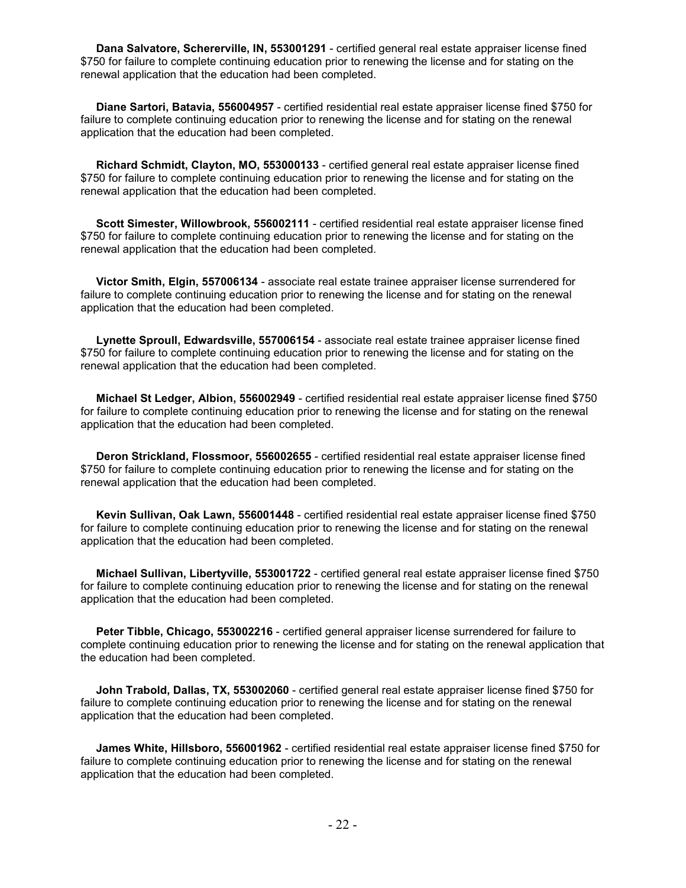**Dana Salvatore, Schererville, IN, 553001291** - certified general real estate appraiser license fined $750 for failure to complete continuing education prior to renewing the license and for stating on the renewal application that the education had been completed.

**Diane Sartori, Batavia, 556004957** - certified residential real estate appraiser license fined $750 for failure to complete continuing education prior to renewing the license and for stating on the renewal application that the education had been completed.

**Richard Schmidt, Clayton, MO, 553000133** - certified general real estate appraiser license fined $750 for failure to complete continuing education prior to renewing the license and for stating on the renewal application that the education had been completed.

**Scott Simester, Willowbrook, 556002111** - certified residential real estate appraiser license fined $750 for failure to complete continuing education prior to renewing the license and for stating on the renewal application that the education had been completed.

**Victor Smith, Elgin, 557006134** - associate real estate trainee appraiser license surrendered for failure to complete continuing education prior to renewing the license and for stating on the renewal application that the education had been completed.

**Lynette Sproull, Edwardsville, 557006154** - associate real estate trainee appraiser license fined $750 for failure to complete continuing education prior to renewing the license and for stating on the renewal application that the education had been completed.

**Michael St Ledger, Albion, 556002949** - certified residential real estate appraiser license fined $750 for failure to complete continuing education prior to renewing the license and for stating on the renewal application that the education had been completed.

**Deron Strickland, Flossmoor, 556002655** - certified residential real estate appraiser license fined $750 for failure to complete continuing education prior to renewing the license and for stating on the renewal application that the education had been completed.

**Kevin Sullivan, Oak Lawn, 556001448** - certified residential real estate appraiser license fined $750 for failure to complete continuing education prior to renewing the license and for stating on the renewal application that the education had been completed.

**Michael Sullivan, Libertyville, 553001722** - certified general real estate appraiser license fined $750 for failure to complete continuing education prior to renewing the license and for stating on the renewal application that the education had been completed.

**Peter Tibble, Chicago, 553002216** - certified general appraiser license surrendered for failure to complete continuing education prior to renewing the license and for stating on the renewal application that the education had been completed.

**John Trabold, Dallas, TX, 553002060** - certified general real estate appraiser license fined $750 for failure to complete continuing education prior to renewing the license and for stating on the renewal application that the education had been completed.

**James White, Hillsboro, 556001962** - certified residential real estate appraiser license fined $750 for failure to complete continuing education prior to renewing the license and for stating on the renewal application that the education had been completed.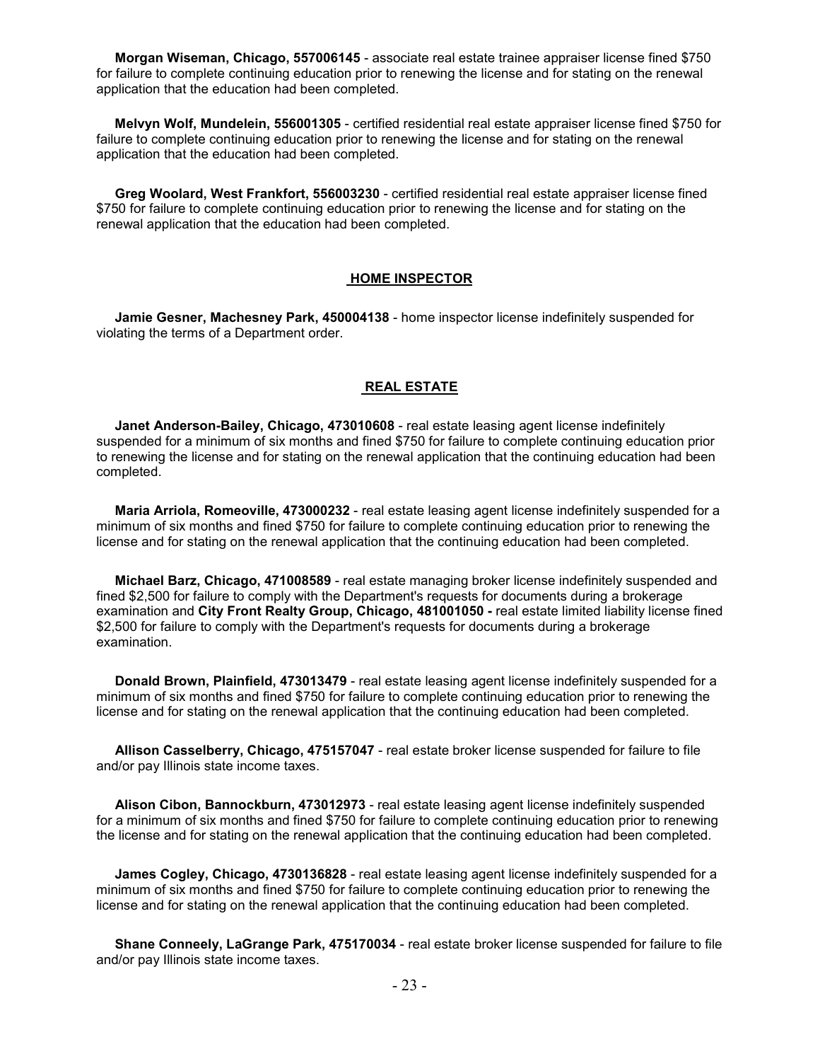**Morgan Wiseman, Chicago, 557006145** - associate real estate trainee appraiser license fined $750 for failure to complete continuing education prior to renewing the license and for stating on the renewal application that the education had been completed.

**Melvyn Wolf, Mundelein, 556001305** - certified residential real estate appraiser license fined $750 for failure to complete continuing education prior to renewing the license and for stating on the renewal application that the education had been completed.

**Greg Woolard, West Frankfort, 556003230** - certified residential real estate appraiser license fined $750 for failure to complete continuing education prior to renewing the license and for stating on the renewal application that the education had been completed.

## HOME INSPECTOR

**Jamie Gesner, Machesney Park, 450004138** - home inspector license indefinitely suspended for violating the terms of a Department order.

## REAL ESTATE

**Janet Anderson-Bailey, Chicago, 473010608** - real estate leasing agent license indefinitely suspended for a minimum of six months and fined $750 for failure to complete continuing education prior to renewing the license and for stating on the renewal application that the continuing education had been completed.

**Maria Arriola, Romeoville, 473000232** - real estate leasing agent license indefinitely suspended for a minimum of six months and fined $750 for failure to complete continuing education prior to renewing the license and for stating on the renewal application that the continuing education had been completed.

**Michael Barz, Chicago, 471008589** - real estate managing broker license indefinitely suspended and fined $2,500 for failure to comply with the Department's requests for documents during a brokerage examination and **City Front Realty Group, Chicago, 481001050 -** real estate limited liability license fined $2,500 for failure to comply with the Department's requests for documents during a brokerage examination.

**Donald Brown, Plainfield, 473013479** - real estate leasing agent license indefinitely suspended for a minimum of six months and fined $750 for failure to complete continuing education prior to renewing the license and for stating on the renewal application that the continuing education had been completed.

**Allison Casselberry, Chicago, 475157047** - real estate broker license suspended for failure to file and/or pay Illinois state income taxes.

**Alison Cibon, Bannockburn, 473012973** - real estate leasing agent license indefinitely suspended for a minimum of six months and fined $750 for failure to complete continuing education prior to renewing the license and for stating on the renewal application that the continuing education had been completed.

**James Cogley, Chicago, 4730136828** - real estate leasing agent license indefinitely suspended for a minimum of six months and fined $750 for failure to complete continuing education prior to renewing the license and for stating on the renewal application that the continuing education had been completed.

**Shane Conneely, LaGrange Park, 475170034** - real estate broker license suspended for failure to file and/or pay Illinois state income taxes.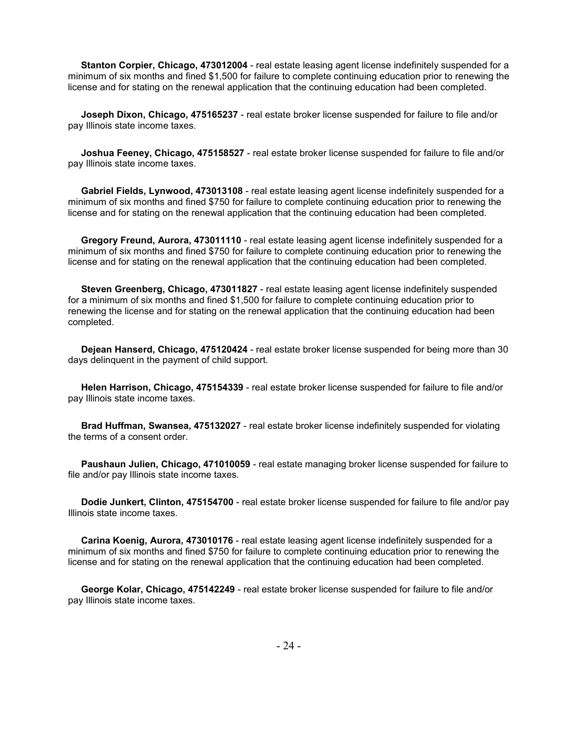**Stanton Corpier, Chicago, 473012004** - real estate leasing agent license indefinitely suspended for a minimum of six months and fined $1,500 for failure to complete continuing education prior to renewing the license and for stating on the renewal application that the continuing education had been completed.

**Joseph Dixon, Chicago, 475165237** - real estate broker license suspended for failure to file and/or pay Illinois state income taxes.

**Joshua Feeney, Chicago, 475158527** - real estate broker license suspended for failure to file and/or pay Illinois state income taxes.

**Gabriel Fields, Lynwood, 473013108** - real estate leasing agent license indefinitely suspended for a minimum of six months and fined $750 for failure to complete continuing education prior to renewing the license and for stating on the renewal application that the continuing education had been completed.

**Gregory Freund, Aurora, 473011110** - real estate leasing agent license indefinitely suspended for a minimum of six months and fined $750 for failure to complete continuing education prior to renewing the license and for stating on the renewal application that the continuing education had been completed.

**Steven Greenberg, Chicago, 473011827** - real estate leasing agent license indefinitely suspended for a minimum of six months and fined $1,500 for failure to complete continuing education prior to renewing the license and for stating on the renewal application that the continuing education had been completed.

**Dejean Hanserd, Chicago, 475120424** - real estate broker license suspended for being more than 30 days delinquent in the payment of child support.

**Helen Harrison, Chicago, 475154339** - real estate broker license suspended for failure to file and/or pay Illinois state income taxes.

**Brad Huffman, Swansea, 475132027** - real estate broker license indefinitely suspended for violating the terms of a consent order.

**Paushaun Julien, Chicago, 471010059** - real estate managing broker license suspended for failure to file and/or pay Illinois state income taxes.

**Dodie Junkert, Clinton, 475154700** - real estate broker license suspended for failure to file and/or pay Illinois state income taxes.

**Carina Koenig, Aurora, 473010176** - real estate leasing agent license indefinitely suspended for a minimum of six months and fined $750 for failure to complete continuing education prior to renewing the license and for stating on the renewal application that the continuing education had been completed.

**George Kolar, Chicago, 475142249** - real estate broker license suspended for failure to file and/or pay Illinois state income taxes.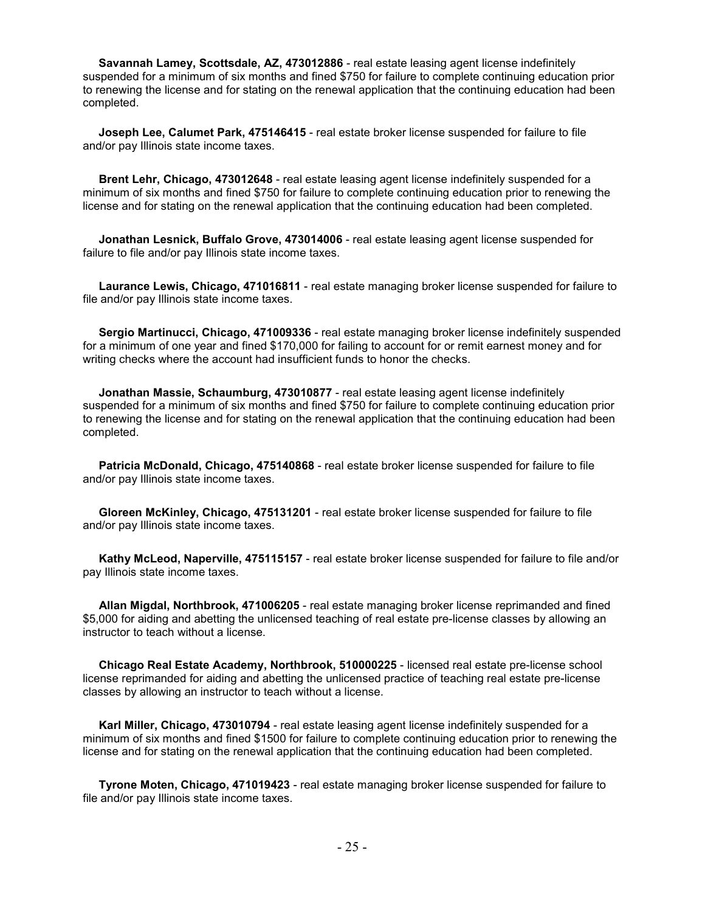**Savannah Lamey, Scottsdale, AZ, 473012886** - real estate leasing agent license indefinitely suspended for a minimum of six months and fined $750 for failure to complete continuing education prior to renewing the license and for stating on the renewal application that the continuing education had been completed.

**Joseph Lee, Calumet Park, 475146415** - real estate broker license suspended for failure to file and/or pay Illinois state income taxes.

**Brent Lehr, Chicago, 473012648** - real estate leasing agent license indefinitely suspended for a minimum of six months and fined $750 for failure to complete continuing education prior to renewing the license and for stating on the renewal application that the continuing education had been completed.

**Jonathan Lesnick, Buffalo Grove, 473014006** - real estate leasing agent license suspended for failure to file and/or pay Illinois state income taxes.

**Laurance Lewis, Chicago, 471016811** - real estate managing broker license suspended for failure to file and/or pay Illinois state income taxes.

**Sergio Martinucci, Chicago, 471009336** - real estate managing broker license indefinitely suspended for a minimum of one year and fined $170,000 for failing to account for or remit earnest money and for writing checks where the account had insufficient funds to honor the checks.

**Jonathan Massie, Schaumburg, 473010877** - real estate leasing agent license indefinitely suspended for a minimum of six months and fined $750 for failure to complete continuing education prior to renewing the license and for stating on the renewal application that the continuing education had been completed.

**Patricia McDonald, Chicago, 475140868** - real estate broker license suspended for failure to file and/or pay Illinois state income taxes.

**Gloreen McKinley, Chicago, 475131201** - real estate broker license suspended for failure to file and/or pay Illinois state income taxes.

**Kathy McLeod, Naperville, 475115157** - real estate broker license suspended for failure to file and/or pay Illinois state income taxes.

**Allan Migdal, Northbrook, 471006205** - real estate managing broker license reprimanded and fined $5,000 for aiding and abetting the unlicensed teaching of real estate pre-license classes by allowing an instructor to teach without a license.

**Chicago Real Estate Academy, Northbrook, 510000225** - licensed real estate pre-license school license reprimanded for aiding and abetting the unlicensed practice of teaching real estate pre-license classes by allowing an instructor to teach without a license.

**Karl Miller, Chicago, 473010794** - real estate leasing agent license indefinitely suspended for a minimum of six months and fined $1500 for failure to complete continuing education prior to renewing the license and for stating on the renewal application that the continuing education had been completed.

**Tyrone Moten, Chicago, 471019423** - real estate managing broker license suspended for failure to file and/or pay Illinois state income taxes.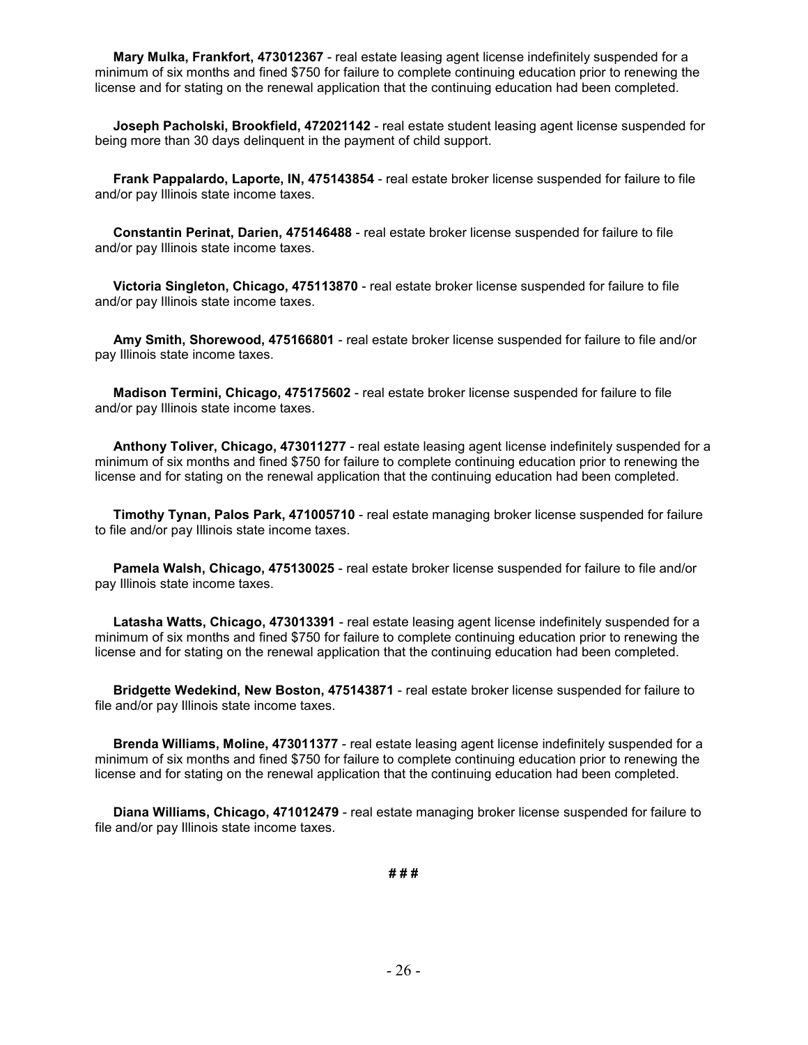**Mary Mulka, Frankfort, 473012367** - real estate leasing agent license indefinitely suspended for a minimum of six months and fined $750 for failure to complete continuing education prior to renewing the license and for stating on the renewal application that the continuing education had been completed.

**Joseph Pacholski, Brookfield, 472021142** - real estate student leasing agent license suspended for being more than 30 days delinquent in the payment of child support.

**Frank Pappalardo, Laporte, IN, 475143854** - real estate broker license suspended for failure to file and/or pay Illinois state income taxes.

**Constantin Perinat, Darien, 475146488** - real estate broker license suspended for failure to file and/or pay Illinois state income taxes.

**Victoria Singleton, Chicago, 475113870** - real estate broker license suspended for failure to file and/or pay Illinois state income taxes.

**Amy Smith, Shorewood, 475166801** - real estate broker license suspended for failure to file and/or pay Illinois state income taxes.

**Madison Termini, Chicago, 475175602** - real estate broker license suspended for failure to file and/or pay Illinois state income taxes.

**Anthony Toliver, Chicago, 473011277** - real estate leasing agent license indefinitely suspended for a minimum of six months and fined $750 for failure to complete continuing education prior to renewing the license and for stating on the renewal application that the continuing education had been completed.

**Timothy Tynan, Palos Park, 471005710** - real estate managing broker license suspended for failure to file and/or pay Illinois state income taxes.

**Pamela Walsh, Chicago, 475130025** - real estate broker license suspended for failure to file and/or pay Illinois state income taxes.

**Latasha Watts, Chicago, 473013391** - real estate leasing agent license indefinitely suspended for a minimum of six months and fined $750 for failure to complete continuing education prior to renewing the license and for stating on the renewal application that the continuing education had been completed.

**Bridgette Wedekind, New Boston, 475143871** - real estate broker license suspended for failure to file and/or pay Illinois state income taxes.

**Brenda Williams, Moline, 473011377** - real estate leasing agent license indefinitely suspended for a minimum of six months and fined $750 for failure to complete continuing education prior to renewing the license and for stating on the renewal application that the continuing education had been completed.

**Diana Williams, Chicago, 471012479** - real estate managing broker license suspended for failure to file and/or pay Illinois state income taxes.

**# # #**